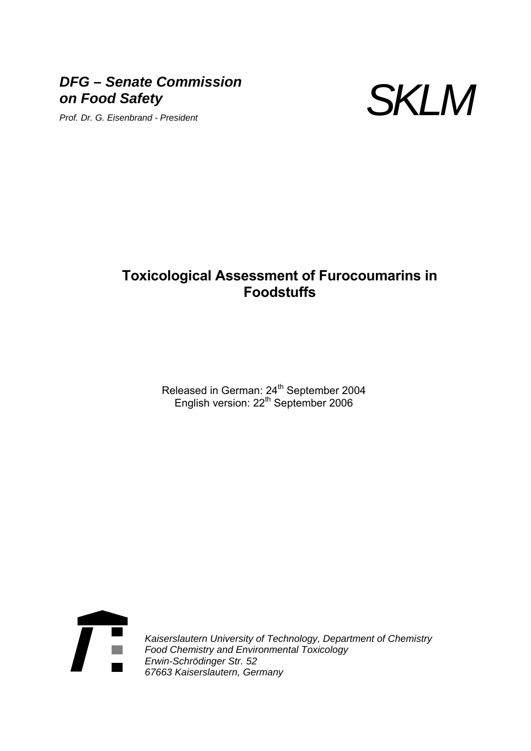***DFG – Senate Commission on Food Safety***

*Prof. Dr. G. Eisenbrand - President*

*SKLM*

# Toxicological Assessment of Furocoumarins in Foodstuffs

Released in German: 24th September 2004
English version: 22th September 2006

*Kaiserslautern University of Technology, Department of Chemistry*
*Food Chemistry and Environmental Toxicology*
*Erwin-Schrödinger Str. 52*
*67663 Kaiserslautern, Germany*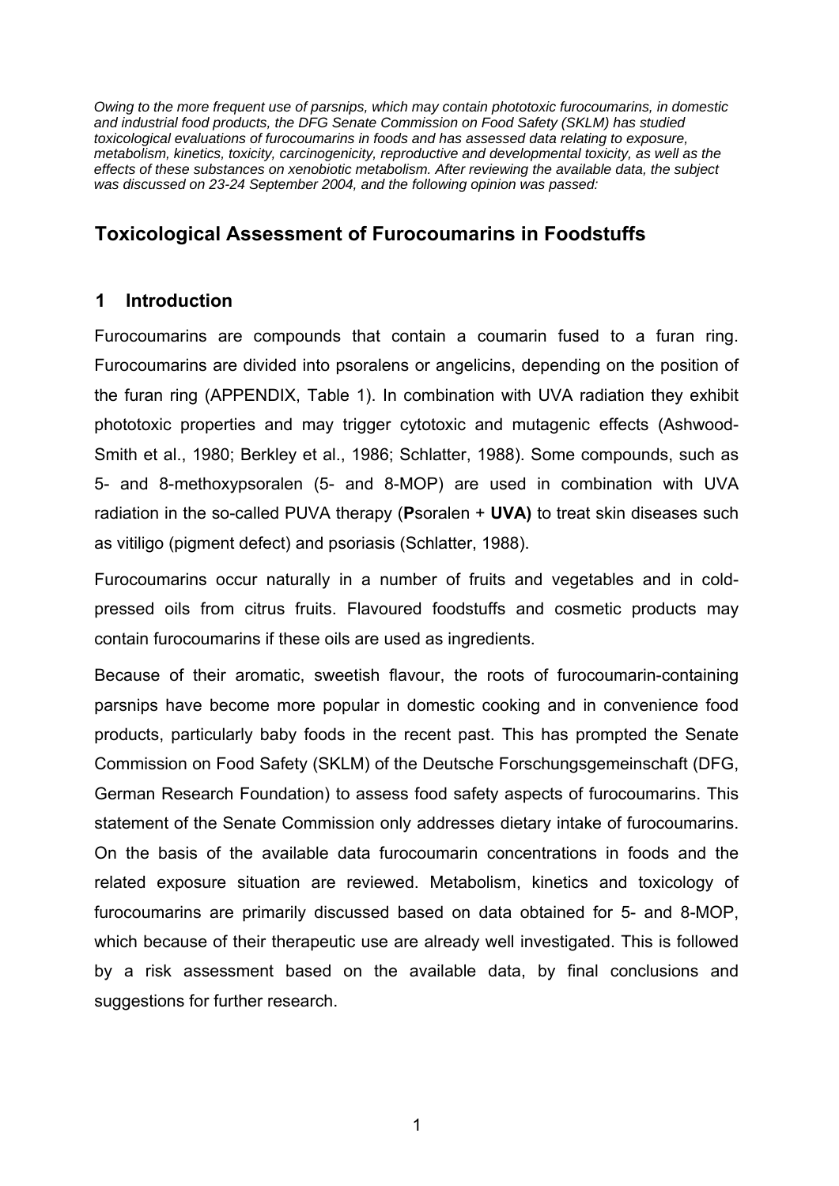*Owing to the more frequent use of parsnips, which may contain phototoxic furocoumarins, in domestic and industrial food products, the DFG Senate Commission on Food Safety (SKLM) has studied toxicological evaluations of furocoumarins in foods and has assessed data relating to exposure, metabolism, kinetics, toxicity, carcinogenicity, reproductive and developmental toxicity, as well as the effects of these substances on xenobiotic metabolism. After reviewing the available data, the subject was discussed on 23-24 September 2004, and the following opinion was passed:*

## Toxicological Assessment of Furocoumarins in Foodstuffs

### 1 Introduction

Furocoumarins are compounds that contain a coumarin fused to a furan ring. Furocoumarins are divided into psoralens or angelicins, depending on the position of the furan ring (APPENDIX, Table 1). In combination with UVA radiation they exhibit phototoxic properties and may trigger cytotoxic and mutagenic effects (Ashwood-Smith et al., 1980; Berkley et al., 1986; Schlatter, 1988). Some compounds, such as 5- and 8-methoxypsoralen (5- and 8-MOP) are used in combination with UVA radiation in the so-called PUVA therapy (**P**soralen + **UVA)** to treat skin diseases such as vitiligo (pigment defect) and psoriasis (Schlatter, 1988).

Furocoumarins occur naturally in a number of fruits and vegetables and in cold-pressed oils from citrus fruits. Flavoured foodstuffs and cosmetic products may contain furocoumarins if these oils are used as ingredients.

Because of their aromatic, sweetish flavour, the roots of furocoumarin-containing parsnips have become more popular in domestic cooking and in convenience food products, particularly baby foods in the recent past. This has prompted the Senate Commission on Food Safety (SKLM) of the Deutsche Forschungsgemeinschaft (DFG, German Research Foundation) to assess food safety aspects of furocoumarins. This statement of the Senate Commission only addresses dietary intake of furocoumarins. On the basis of the available data furocoumarin concentrations in foods and the related exposure situation are reviewed. Metabolism, kinetics and toxicology of furocoumarins are primarily discussed based on data obtained for 5- and 8-MOP, which because of their therapeutic use are already well investigated. This is followed by a risk assessment based on the available data, by final conclusions and suggestions for further research.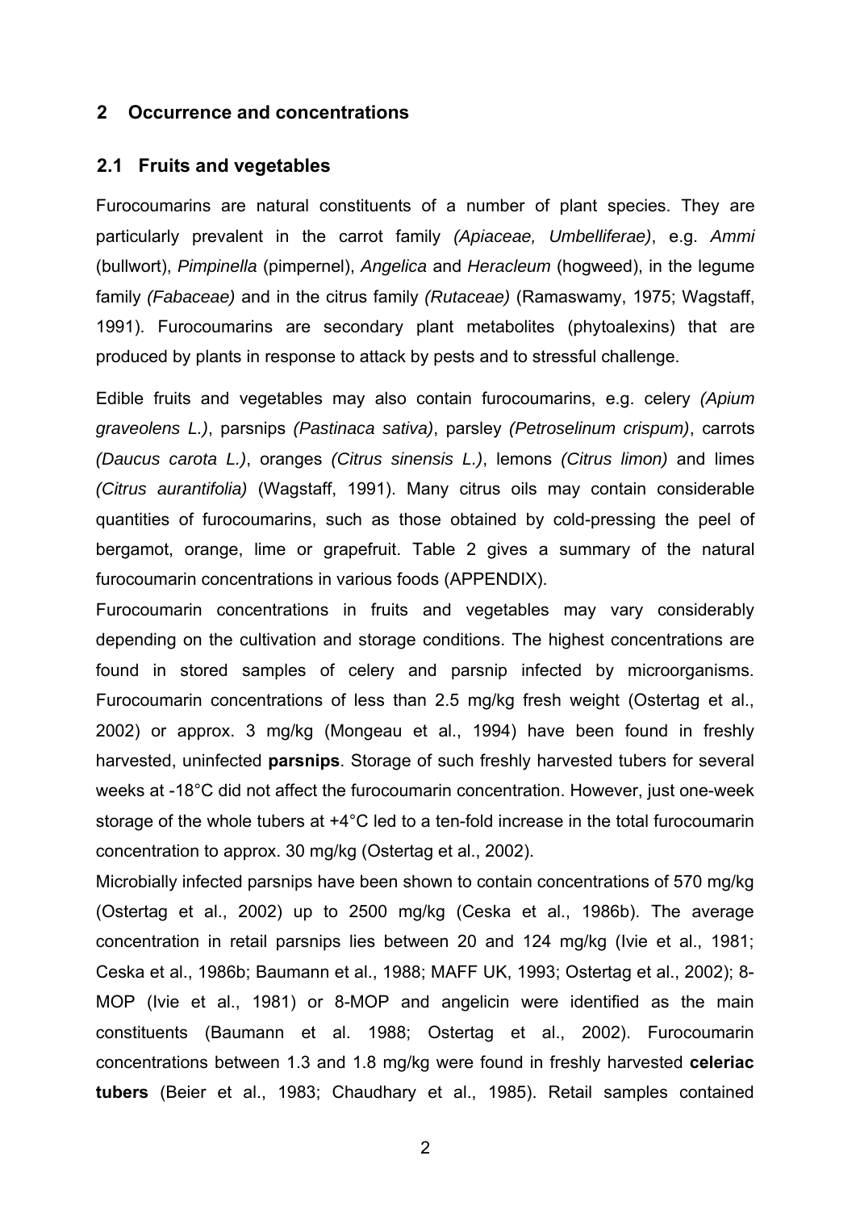## 2 Occurrence and concentrations

### 2.1 Fruits and vegetables

Furocoumarins are natural constituents of a number of plant species. They are particularly prevalent in the carrot family *(Apiaceae, Umbelliferae)*, e.g. *Ammi* (bullwort), *Pimpinella* (pimpernel), *Angelica* and *Heracleum* (hogweed), in the legume family *(Fabaceae)* and in the citrus family *(Rutaceae)* (Ramaswamy, 1975; Wagstaff, 1991). Furocoumarins are secondary plant metabolites (phytoalexins) that are produced by plants in response to attack by pests and to stressful challenge.

Edible fruits and vegetables may also contain furocoumarins, e.g. celery *(Apium graveolens L.)*, parsnips *(Pastinaca sativa)*, parsley *(Petroselinum crispum)*, carrots *(Daucus carota L.)*, oranges *(Citrus sinensis L.)*, lemons *(Citrus limon)* and limes *(Citrus aurantifolia)* (Wagstaff, 1991). Many citrus oils may contain considerable quantities of furocoumarins, such as those obtained by cold-pressing the peel of bergamot, orange, lime or grapefruit. Table 2 gives a summary of the natural furocoumarin concentrations in various foods (APPENDIX).

Furocoumarin concentrations in fruits and vegetables may vary considerably depending on the cultivation and storage conditions. The highest concentrations are found in stored samples of celery and parsnip infected by microorganisms. Furocoumarin concentrations of less than 2.5 mg/kg fresh weight (Ostertag et al., 2002) or approx. 3 mg/kg (Mongeau et al., 1994) have been found in freshly harvested, uninfected **parsnips**. Storage of such freshly harvested tubers for several weeks at -18°C did not affect the furocoumarin concentration. However, just one-week storage of the whole tubers at +4°C led to a ten-fold increase in the total furocoumarin concentration to approx. 30 mg/kg (Ostertag et al., 2002).

Microbially infected parsnips have been shown to contain concentrations of 570 mg/kg (Ostertag et al., 2002) up to 2500 mg/kg (Ceska et al., 1986b). The average concentration in retail parsnips lies between 20 and 124 mg/kg (Ivie et al., 1981; Ceska et al., 1986b; Baumann et al., 1988; MAFF UK, 1993; Ostertag et al., 2002); 8-MOP (Ivie et al., 1981) or 8-MOP and angelicin were identified as the main constituents (Baumann et al. 1988; Ostertag et al., 2002). Furocoumarin concentrations between 1.3 and 1.8 mg/kg were found in freshly harvested **celeriac tubers** (Beier et al., 1983; Chaudhary et al., 1985). Retail samples contained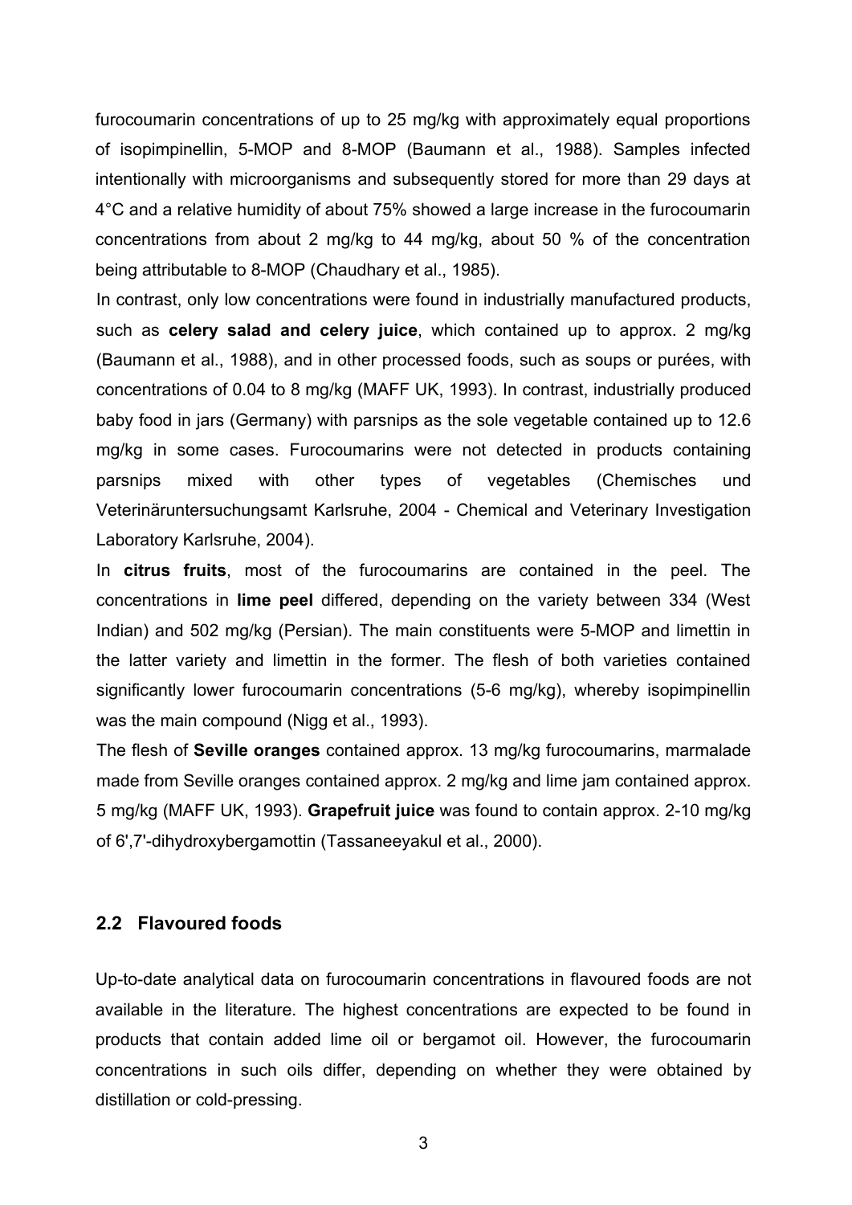furocoumarin concentrations of up to 25 mg/kg with approximately equal proportions of isopimpinellin, 5-MOP and 8-MOP (Baumann et al., 1988). Samples infected intentionally with microorganisms and subsequently stored for more than 29 days at 4°C and a relative humidity of about 75% showed a large increase in the furocoumarin concentrations from about 2 mg/kg to 44 mg/kg, about 50 % of the concentration being attributable to 8-MOP (Chaudhary et al., 1985).

In contrast, only low concentrations were found in industrially manufactured products, such as **celery salad and celery juice**, which contained up to approx. 2 mg/kg (Baumann et al., 1988), and in other processed foods, such as soups or purées, with concentrations of 0.04 to 8 mg/kg (MAFF UK, 1993). In contrast, industrially produced baby food in jars (Germany) with parsnips as the sole vegetable contained up to 12.6 mg/kg in some cases. Furocoumarins were not detected in products containing parsnips mixed with other types of vegetables (Chemisches und Veterinäruntersuchungsamt Karlsruhe, 2004 - Chemical and Veterinary Investigation Laboratory Karlsruhe, 2004).

In **citrus fruits**, most of the furocoumarins are contained in the peel. The concentrations in **lime peel** differed, depending on the variety between 334 (West Indian) and 502 mg/kg (Persian). The main constituents were 5-MOP and limettin in the latter variety and limettin in the former. The flesh of both varieties contained significantly lower furocoumarin concentrations (5-6 mg/kg), whereby isopimpinellin was the main compound (Nigg et al., 1993).

The flesh of **Seville oranges** contained approx. 13 mg/kg furocoumarins, marmalade made from Seville oranges contained approx. 2 mg/kg and lime jam contained approx. 5 mg/kg (MAFF UK, 1993). **Grapefruit juice** was found to contain approx. 2-10 mg/kg of 6',7'-dihydroxybergamottin (Tassaneeyakul et al., 2000).

## 2.2 Flavoured foods

Up-to-date analytical data on furocoumarin concentrations in flavoured foods are not available in the literature. The highest concentrations are expected to be found in products that contain added lime oil or bergamot oil. However, the furocoumarin concentrations in such oils differ, depending on whether they were obtained by distillation or cold-pressing.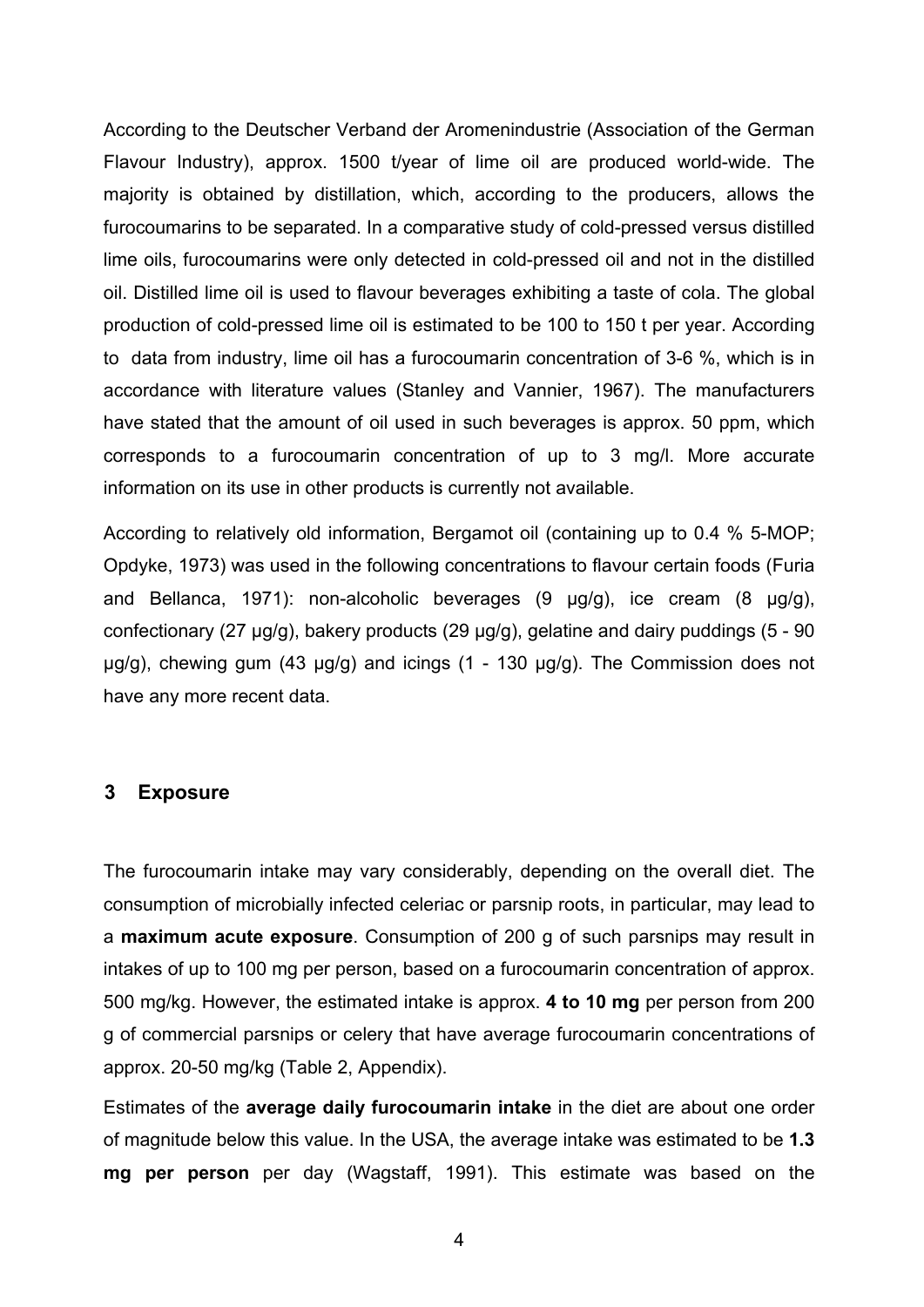According to the Deutscher Verband der Aromenindustrie (Association of the German Flavour Industry), approx. 1500 t/year of lime oil are produced world-wide. The majority is obtained by distillation, which, according to the producers, allows the furocoumarins to be separated. In a comparative study of cold-pressed versus distilled lime oils, furocoumarins were only detected in cold-pressed oil and not in the distilled oil. Distilled lime oil is used to flavour beverages exhibiting a taste of cola. The global production of cold-pressed lime oil is estimated to be 100 to 150 t per year. According to data from industry, lime oil has a furocoumarin concentration of 3-6 %, which is in accordance with literature values (Stanley and Vannier, 1967). The manufacturers have stated that the amount of oil used in such beverages is approx. 50 ppm, which corresponds to a furocoumarin concentration of up to 3 mg/l. More accurate information on its use in other products is currently not available.

According to relatively old information, Bergamot oil (containing up to 0.4 % 5-MOP; Opdyke, 1973) was used in the following concentrations to flavour certain foods (Furia and Bellanca, 1971): non-alcoholic beverages (9 µg/g), ice cream (8 µg/g), confectionary (27 µg/g), bakery products (29 µg/g), gelatine and dairy puddings (5 - 90 µg/g), chewing gum (43 µg/g) and icings (1 - 130 µg/g). The Commission does not have any more recent data.

## 3 Exposure

The furocoumarin intake may vary considerably, depending on the overall diet. The consumption of microbially infected celeriac or parsnip roots, in particular, may lead to a **maximum acute exposure**. Consumption of 200 g of such parsnips may result in intakes of up to 100 mg per person, based on a furocoumarin concentration of approx. 500 mg/kg. However, the estimated intake is approx. **4 to 10 mg** per person from 200 g of commercial parsnips or celery that have average furocoumarin concentrations of approx. 20-50 mg/kg (Table 2, Appendix).

Estimates of the **average daily furocoumarin intake** in the diet are about one order of magnitude below this value. In the USA, the average intake was estimated to be **1.3 mg per person** per day (Wagstaff, 1991). This estimate was based on the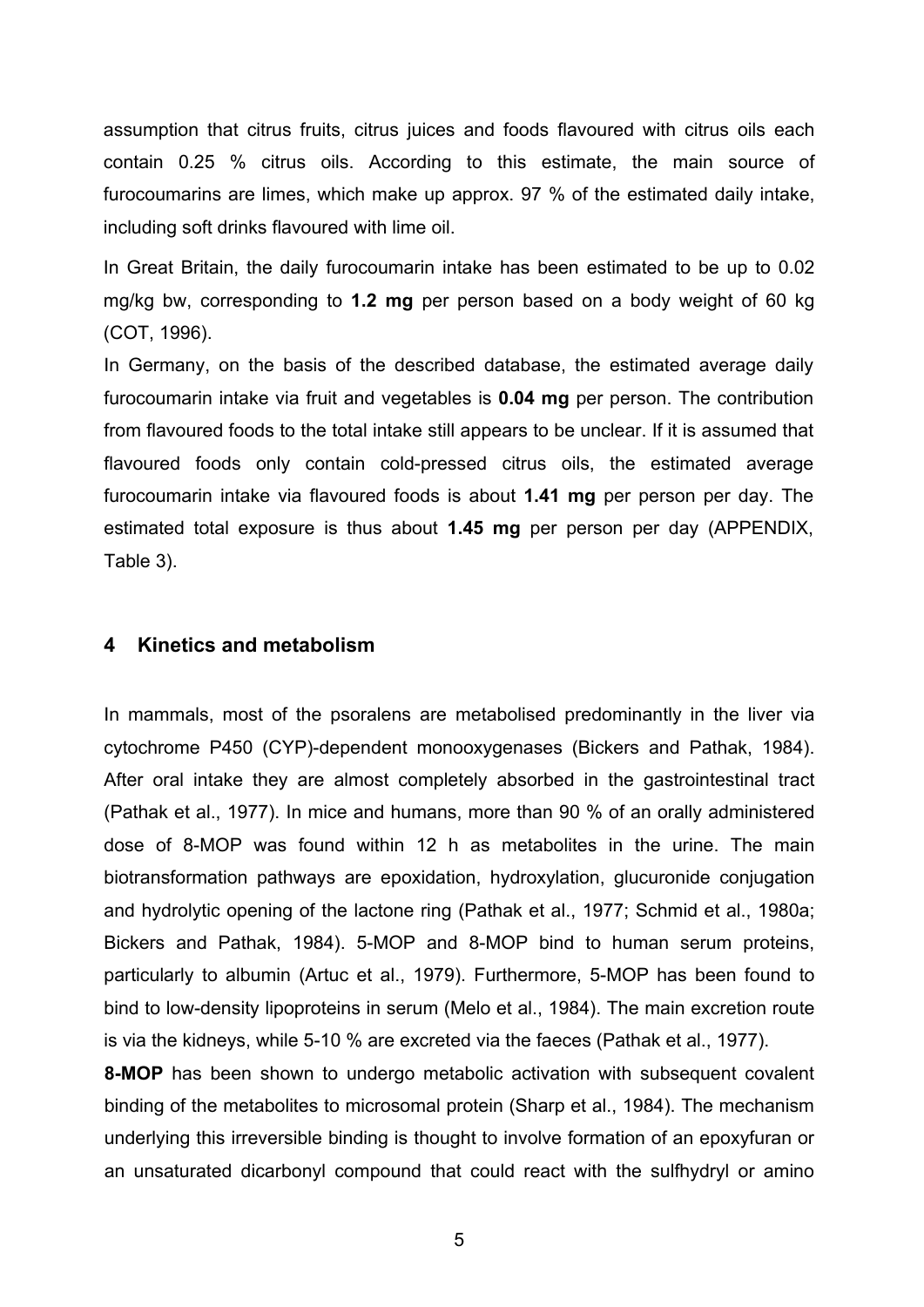assumption that citrus fruits, citrus juices and foods flavoured with citrus oils each contain 0.25 % citrus oils. According to this estimate, the main source of furocoumarins are limes, which make up approx. 97 % of the estimated daily intake, including soft drinks flavoured with lime oil.

In Great Britain, the daily furocoumarin intake has been estimated to be up to 0.02 mg/kg bw, corresponding to **1.2 mg** per person based on a body weight of 60 kg (COT, 1996).

In Germany, on the basis of the described database, the estimated average daily furocoumarin intake via fruit and vegetables is **0.04 mg** per person. The contribution from flavoured foods to the total intake still appears to be unclear. If it is assumed that flavoured foods only contain cold-pressed citrus oils, the estimated average furocoumarin intake via flavoured foods is about **1.41 mg** per person per day. The estimated total exposure is thus about **1.45 mg** per person per day (APPENDIX, Table 3).

## 4 Kinetics and metabolism

In mammals, most of the psoralens are metabolised predominantly in the liver via cytochrome P450 (CYP)-dependent monooxygenases (Bickers and Pathak, 1984). After oral intake they are almost completely absorbed in the gastrointestinal tract (Pathak et al., 1977). In mice and humans, more than 90 % of an orally administered dose of 8-MOP was found within 12 h as metabolites in the urine. The main biotransformation pathways are epoxidation, hydroxylation, glucuronide conjugation and hydrolytic opening of the lactone ring (Pathak et al., 1977; Schmid et al., 1980a; Bickers and Pathak, 1984). 5-MOP and 8-MOP bind to human serum proteins, particularly to albumin (Artuc et al., 1979). Furthermore, 5-MOP has been found to bind to low-density lipoproteins in serum (Melo et al., 1984). The main excretion route is via the kidneys, while 5-10 % are excreted via the faeces (Pathak et al., 1977).

**8-MOP** has been shown to undergo metabolic activation with subsequent covalent binding of the metabolites to microsomal protein (Sharp et al., 1984). The mechanism underlying this irreversible binding is thought to involve formation of an epoxyfuran or an unsaturated dicarbonyl compound that could react with the sulfhydryl or amino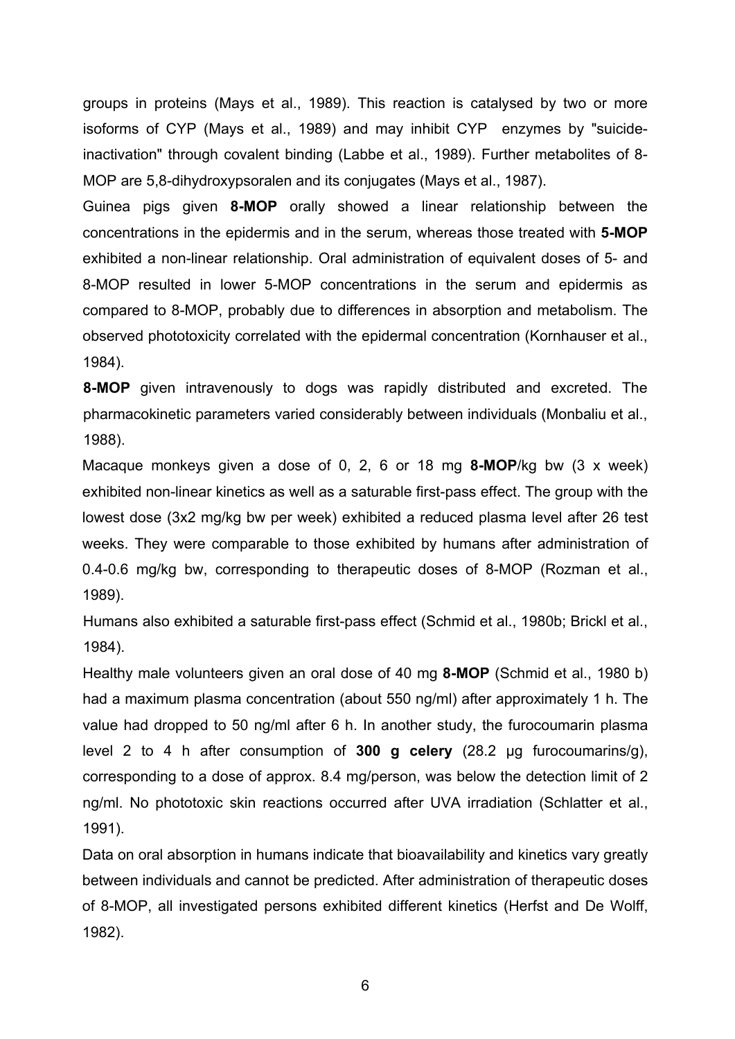groups in proteins (Mays et al., 1989). This reaction is catalysed by two or more isoforms of CYP (Mays et al., 1989) and may inhibit CYP enzymes by "suicide-inactivation" through covalent binding (Labbe et al., 1989). Further metabolites of 8-MOP are 5,8-dihydroxypsoralen and its conjugates (Mays et al., 1987).

Guinea pigs given **8-MOP** orally showed a linear relationship between the concentrations in the epidermis and in the serum, whereas those treated with **5-MOP** exhibited a non-linear relationship. Oral administration of equivalent doses of 5- and 8-MOP resulted in lower 5-MOP concentrations in the serum and epidermis as compared to 8-MOP, probably due to differences in absorption and metabolism. The observed phototoxicity correlated with the epidermal concentration (Kornhauser et al., 1984).

**8-MOP** given intravenously to dogs was rapidly distributed and excreted. The pharmacokinetic parameters varied considerably between individuals (Monbaliu et al., 1988).

Macaque monkeys given a dose of 0, 2, 6 or 18 mg **8-MOP**/kg bw (3 x week) exhibited non-linear kinetics as well as a saturable first-pass effect. The group with the lowest dose (3x2 mg/kg bw per week) exhibited a reduced plasma level after 26 test weeks. They were comparable to those exhibited by humans after administration of 0.4-0.6 mg/kg bw, corresponding to therapeutic doses of 8-MOP (Rozman et al., 1989).

Humans also exhibited a saturable first-pass effect (Schmid et al., 1980b; Brickl et al., 1984).

Healthy male volunteers given an oral dose of 40 mg **8-MOP** (Schmid et al., 1980 b) had a maximum plasma concentration (about 550 ng/ml) after approximately 1 h. The value had dropped to 50 ng/ml after 6 h. In another study, the furocoumarin plasma level 2 to 4 h after consumption of **300 g celery** (28.2 µg furocoumarins/g), corresponding to a dose of approx. 8.4 mg/person, was below the detection limit of 2 ng/ml. No phototoxic skin reactions occurred after UVA irradiation (Schlatter et al., 1991).

Data on oral absorption in humans indicate that bioavailability and kinetics vary greatly between individuals and cannot be predicted. After administration of therapeutic doses of 8-MOP, all investigated persons exhibited different kinetics (Herfst and De Wolff, 1982).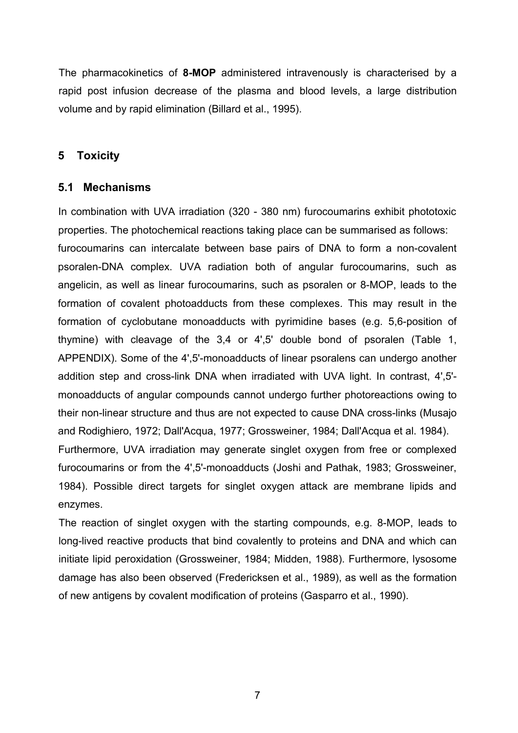The pharmacokinetics of **8-MOP** administered intravenously is characterised by a rapid post infusion decrease of the plasma and blood levels, a large distribution volume and by rapid elimination (Billard et al., 1995).

## 5 Toxicity

### 5.1 Mechanisms

In combination with UVA irradiation (320 - 380 nm) furocoumarins exhibit phototoxic properties. The photochemical reactions taking place can be summarised as follows: furocoumarins can intercalate between base pairs of DNA to form a non-covalent psoralen-DNA complex. UVA radiation both of angular furocoumarins, such as angelicin, as well as linear furocoumarins, such as psoralen or 8-MOP, leads to the formation of covalent photoadducts from these complexes. This may result in the formation of cyclobutane monoadducts with pyrimidine bases (e.g. 5,6-position of thymine) with cleavage of the 3,4 or 4',5' double bond of psoralen (Table 1, APPENDIX). Some of the 4',5'-monoadducts of linear psoralens can undergo another addition step and cross-link DNA when irradiated with UVA light. In contrast, 4',5'-monoadducts of angular compounds cannot undergo further photoreactions owing to their non-linear structure and thus are not expected to cause DNA cross-links (Musajo and Rodighiero, 1972; Dall'Acqua, 1977; Grossweiner, 1984; Dall'Acqua et al. 1984).
Furthermore, UVA irradiation may generate singlet oxygen from free or complexed furocoumarins or from the 4',5'-monoadducts (Joshi and Pathak, 1983; Grossweiner, 1984). Possible direct targets for singlet oxygen attack are membrane lipids and enzymes.

The reaction of singlet oxygen with the starting compounds, e.g. 8-MOP, leads to long-lived reactive products that bind covalently to proteins and DNA and which can initiate lipid peroxidation (Grossweiner, 1984; Midden, 1988). Furthermore, lysosome damage has also been observed (Fredericksen et al., 1989), as well as the formation of new antigens by covalent modification of proteins (Gasparro et al., 1990).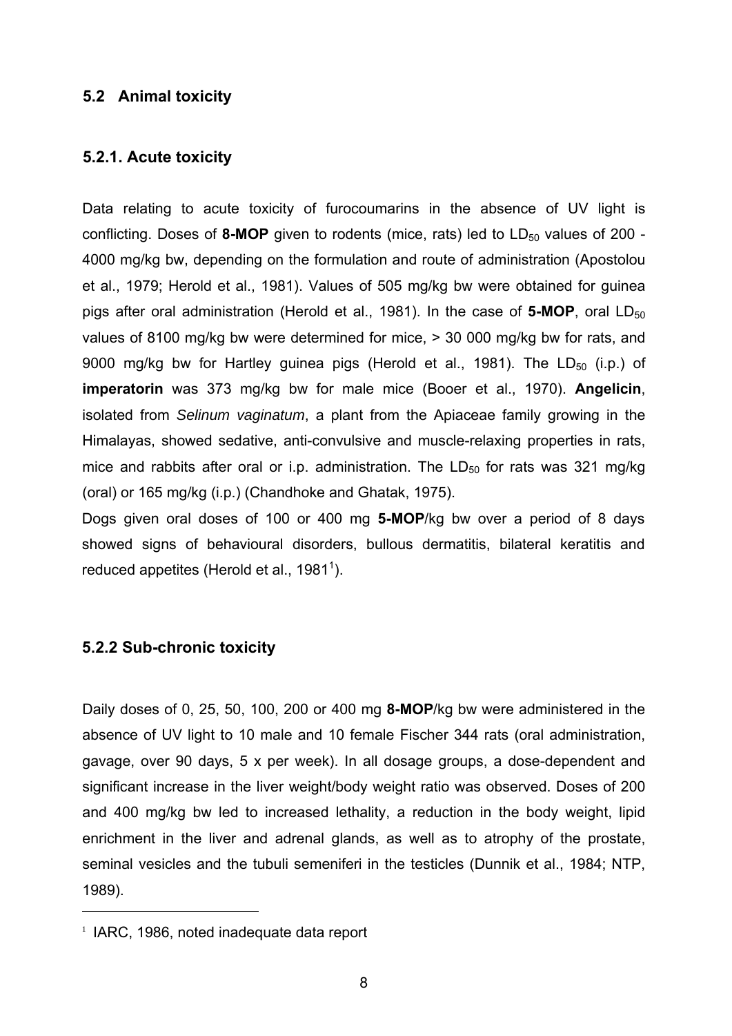## 5.2 Animal toxicity

### 5.2.1. Acute toxicity

Data relating to acute toxicity of furocoumarins in the absence of UV light is conflicting. Doses of **8-MOP** given to rodents (mice, rats) led to $LD_{50}$ values of 200 - 4000 mg/kg bw, depending on the formulation and route of administration (Apostolou et al., 1979; Herold et al., 1981). Values of 505 mg/kg bw were obtained for guinea pigs after oral administration (Herold et al., 1981). In the case of **5-MOP**, oral $LD_{50}$ values of 8100 mg/kg bw were determined for mice, > 30 000 mg/kg bw for rats, and 9000 mg/kg bw for Hartley guinea pigs (Herold et al., 1981). The $LD_{50}$ (i.p.) of **imperatorin** was 373 mg/kg bw for male mice (Booer et al., 1970). **Angelicin**, isolated from *Selinum vaginatum*, a plant from the Apiaceae family growing in the Himalayas, showed sedative, anti-convulsive and muscle-relaxing properties in rats, mice and rabbits after oral or i.p. administration. The $LD_{50}$ for rats was 321 mg/kg (oral) or 165 mg/kg (i.p.) (Chandhoke and Ghatak, 1975).

Dogs given oral doses of 100 or 400 mg **5-MOP**/kg bw over a period of 8 days showed signs of behavioural disorders, bullous dermatitis, bilateral keratitis and reduced appetites (Herold et al., 1981[1]).

### 5.2.2 Sub-chronic toxicity

Daily doses of 0, 25, 50, 100, 200 or 400 mg **8-MOP**/kg bw were administered in the absence of UV light to 10 male and 10 female Fischer 344 rats (oral administration, gavage, over 90 days, 5 x per week). In all dosage groups, a dose-dependent and significant increase in the liver weight/body weight ratio was observed. Doses of 200 and 400 mg/kg bw led to increased lethality, a reduction in the body weight, lipid enrichment in the liver and adrenal glands, as well as to atrophy of the prostate, seminal vesicles and the tubuli semeniferi in the testicles (Dunnik et al., 1984; NTP, 1989).

---

[1] IARC, 1986, noted inadequate data report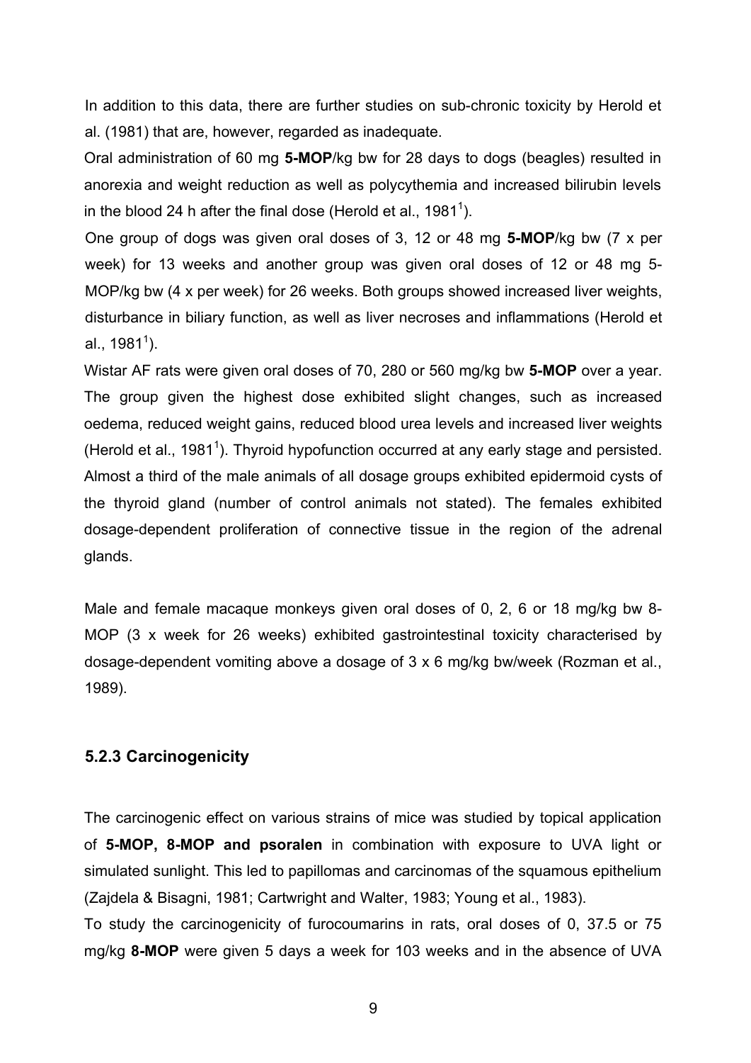In addition to this data, there are further studies on sub-chronic toxicity by Herold et al. (1981) that are, however, regarded as inadequate.

Oral administration of 60 mg **5-MOP**/kg bw for 28 days to dogs (beagles) resulted in anorexia and weight reduction as well as polycythemia and increased bilirubin levels in the blood 24 h after the final dose (Herold et al., 1981[1]).

One group of dogs was given oral doses of 3, 12 or 48 mg **5-MOP**/kg bw (7 x per week) for 13 weeks and another group was given oral doses of 12 or 48 mg 5-MOP/kg bw (4 x per week) for 26 weeks. Both groups showed increased liver weights, disturbance in biliary function, as well as liver necroses and inflammations (Herold et al., 1981[1]).

Wistar AF rats were given oral doses of 70, 280 or 560 mg/kg bw **5-MOP** over a year. The group given the highest dose exhibited slight changes, such as increased oedema, reduced weight gains, reduced blood urea levels and increased liver weights (Herold et al., 1981[1]). Thyroid hypofunction occurred at any early stage and persisted. Almost a third of the male animals of all dosage groups exhibited epidermoid cysts of the thyroid gland (number of control animals not stated). The females exhibited dosage-dependent proliferation of connective tissue in the region of the adrenal glands.

Male and female macaque monkeys given oral doses of 0, 2, 6 or 18 mg/kg bw 8-MOP (3 x week for 26 weeks) exhibited gastrointestinal toxicity characterised by dosage-dependent vomiting above a dosage of 3 x 6 mg/kg bw/week (Rozman et al., 1989).

### 5.2.3 Carcinogenicity

The carcinogenic effect on various strains of mice was studied by topical application of **5-MOP, 8-MOP and psoralen** in combination with exposure to UVA light or simulated sunlight. This led to papillomas and carcinomas of the squamous epithelium (Zajdela & Bisagni, 1981; Cartwright and Walter, 1983; Young et al., 1983).

To study the carcinogenicity of furocoumarins in rats, oral doses of 0, 37.5 or 75 mg/kg **8-MOP** were given 5 days a week for 103 weeks and in the absence of UVA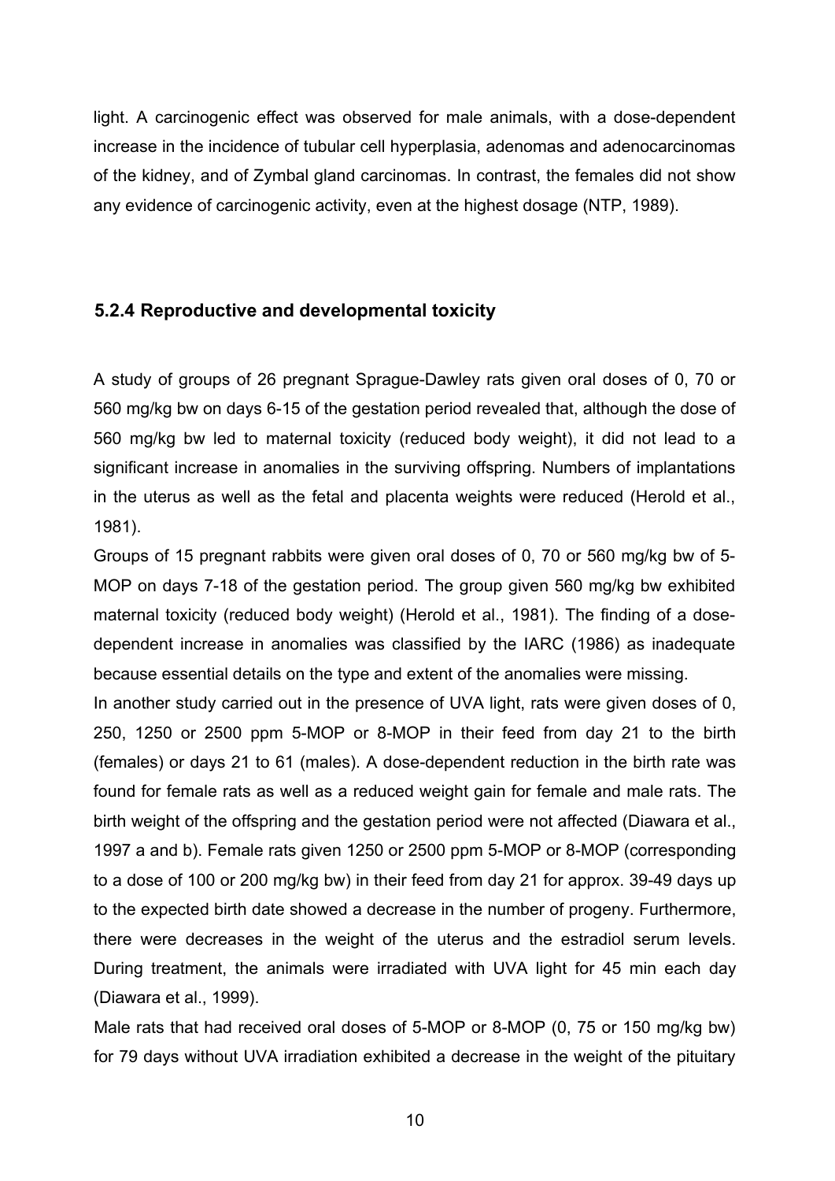light. A carcinogenic effect was observed for male animals, with a dose-dependent increase in the incidence of tubular cell hyperplasia, adenomas and adenocarcinomas of the kidney, and of Zymbal gland carcinomas. In contrast, the females did not show any evidence of carcinogenic activity, even at the highest dosage (NTP, 1989).

### 5.2.4 Reproductive and developmental toxicity

A study of groups of 26 pregnant Sprague-Dawley rats given oral doses of 0, 70 or 560 mg/kg bw on days 6-15 of the gestation period revealed that, although the dose of 560 mg/kg bw led to maternal toxicity (reduced body weight), it did not lead to a significant increase in anomalies in the surviving offspring. Numbers of implantations in the uterus as well as the fetal and placenta weights were reduced (Herold et al., 1981).

Groups of 15 pregnant rabbits were given oral doses of 0, 70 or 560 mg/kg bw of 5-MOP on days 7-18 of the gestation period. The group given 560 mg/kg bw exhibited maternal toxicity (reduced body weight) (Herold et al., 1981). The finding of a dose-dependent increase in anomalies was classified by the IARC (1986) as inadequate because essential details on the type and extent of the anomalies were missing.

In another study carried out in the presence of UVA light, rats were given doses of 0, 250, 1250 or 2500 ppm 5-MOP or 8-MOP in their feed from day 21 to the birth (females) or days 21 to 61 (males). A dose-dependent reduction in the birth rate was found for female rats as well as a reduced weight gain for female and male rats. The birth weight of the offspring and the gestation period were not affected (Diawara et al., 1997 a and b). Female rats given 1250 or 2500 ppm 5-MOP or 8-MOP (corresponding to a dose of 100 or 200 mg/kg bw) in their feed from day 21 for approx. 39-49 days up to the expected birth date showed a decrease in the number of progeny. Furthermore, there were decreases in the weight of the uterus and the estradiol serum levels. During treatment, the animals were irradiated with UVA light for 45 min each day (Diawara et al., 1999).

Male rats that had received oral doses of 5-MOP or 8-MOP (0, 75 or 150 mg/kg bw) for 79 days without UVA irradiation exhibited a decrease in the weight of the pituitary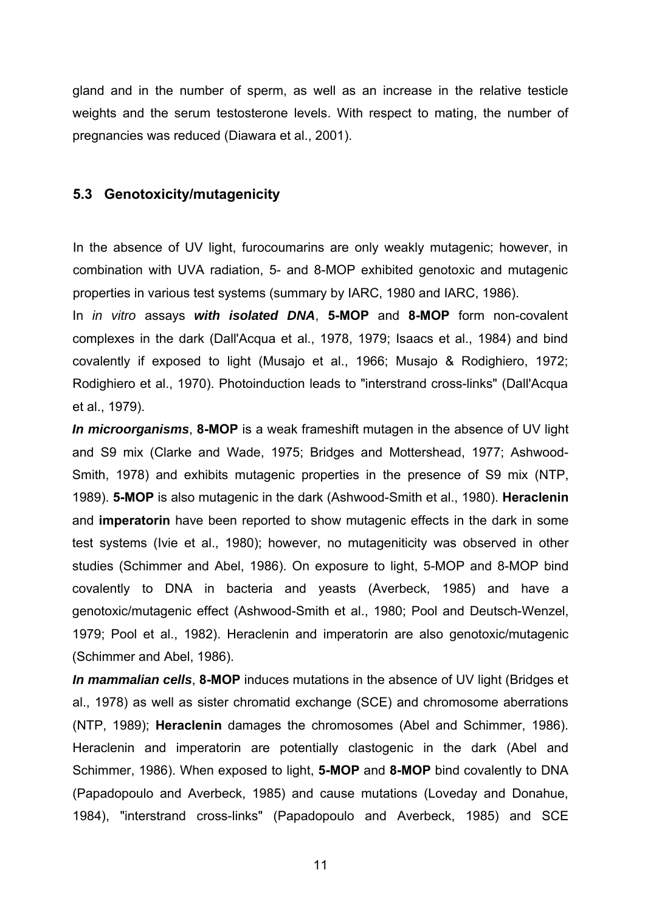gland and in the number of sperm, as well as an increase in the relative testicle weights and the serum testosterone levels. With respect to mating, the number of pregnancies was reduced (Diawara et al., 2001).

### 5.3 Genotoxicity/mutagenicity

In the absence of UV light, furocoumarins are only weakly mutagenic; however, in combination with UVA radiation, 5- and 8-MOP exhibited genotoxic and mutagenic properties in various test systems (summary by IARC, 1980 and IARC, 1986).

In *in vitro* assays ***with isolated DNA***, **5-MOP** and **8-MOP** form non-covalent complexes in the dark (Dall'Acqua et al., 1978, 1979; Isaacs et al., 1984) and bind covalently if exposed to light (Musajo et al., 1966; Musajo & Rodighiero, 1972; Rodighiero et al., 1970). Photoinduction leads to "interstrand cross-links" (Dall'Acqua et al., 1979).

***In microorganisms***, **8-MOP** is a weak frameshift mutagen in the absence of UV light and S9 mix (Clarke and Wade, 1975; Bridges and Mottershead, 1977; Ashwood-Smith, 1978) and exhibits mutagenic properties in the presence of S9 mix (NTP, 1989). **5-MOP** is also mutagenic in the dark (Ashwood-Smith et al., 1980). **Heraclenin** and **imperatorin** have been reported to show mutagenic effects in the dark in some test systems (Ivie et al., 1980); however, no mutageniticity was observed in other studies (Schimmer and Abel, 1986). On exposure to light, 5-MOP and 8-MOP bind covalently to DNA in bacteria and yeasts (Averbeck, 1985) and have a genotoxic/mutagenic effect (Ashwood-Smith et al., 1980; Pool and Deutsch-Wenzel, 1979; Pool et al., 1982). Heraclenin and imperatorin are also genotoxic/mutagenic (Schimmer and Abel, 1986).

***In mammalian cells***, **8-MOP** induces mutations in the absence of UV light (Bridges et al., 1978) as well as sister chromatid exchange (SCE) and chromosome aberrations (NTP, 1989); **Heraclenin** damages the chromosomes (Abel and Schimmer, 1986). Heraclenin and imperatorin are potentially clastogenic in the dark (Abel and Schimmer, 1986). When exposed to light, **5-MOP** and **8-MOP** bind covalently to DNA (Papadopoulo and Averbeck, 1985) and cause mutations (Loveday and Donahue, 1984), "interstrand cross-links" (Papadopoulo and Averbeck, 1985) and SCE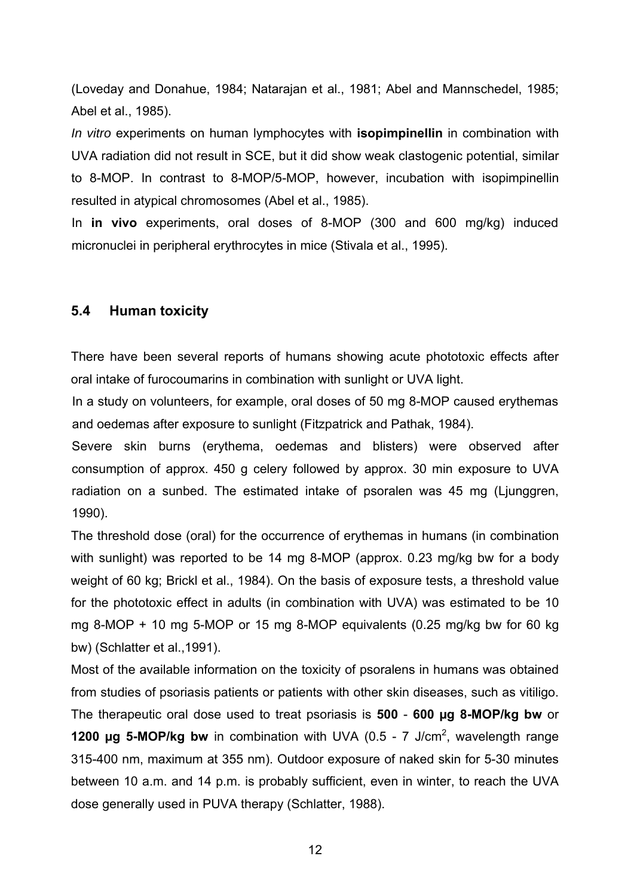(Loveday and Donahue, 1984; Natarajan et al., 1981; Abel and Mannschedel, 1985; Abel et al., 1985).

*In vitro* experiments on human lymphocytes with **isopimpinellin** in combination with UVA radiation did not result in SCE, but it did show weak clastogenic potential, similar to 8-MOP. In contrast to 8-MOP/5-MOP, however, incubation with isopimpinellin resulted in atypical chromosomes (Abel et al., 1985).

In **in vivo** experiments, oral doses of 8-MOP (300 and 600 mg/kg) induced micronuclei in peripheral erythrocytes in mice (Stivala et al., 1995).

### 5.4 Human toxicity

There have been several reports of humans showing acute phototoxic effects after oral intake of furocoumarins in combination with sunlight or UVA light.

In a study on volunteers, for example, oral doses of 50 mg 8-MOP caused erythemas and oedemas after exposure to sunlight (Fitzpatrick and Pathak, 1984).

Severe skin burns (erythema, oedemas and blisters) were observed after consumption of approx. 450 g celery followed by approx. 30 min exposure to UVA radiation on a sunbed. The estimated intake of psoralen was 45 mg (Ljunggren, 1990).

The threshold dose (oral) for the occurrence of erythemas in humans (in combination with sunlight) was reported to be 14 mg 8-MOP (approx. 0.23 mg/kg bw for a body weight of 60 kg; Brickl et al., 1984). On the basis of exposure tests, a threshold value for the phototoxic effect in adults (in combination with UVA) was estimated to be 10 mg 8-MOP + 10 mg 5-MOP or 15 mg 8-MOP equivalents (0.25 mg/kg bw for 60 kg bw) (Schlatter et al.,1991).

Most of the available information on the toxicity of psoralens in humans was obtained from studies of psoriasis patients or patients with other skin diseases, such as vitiligo. The therapeutic oral dose used to treat psoriasis is **500** - **600 µg 8-MOP/kg bw** or **1200 µg 5-MOP/kg bw** in combination with UVA (0.5 - 7 J/cm$^2$, wavelength range 315-400 nm, maximum at 355 nm). Outdoor exposure of naked skin for 5-30 minutes between 10 a.m. and 14 p.m. is probably sufficient, even in winter, to reach the UVA dose generally used in PUVA therapy (Schlatter, 1988).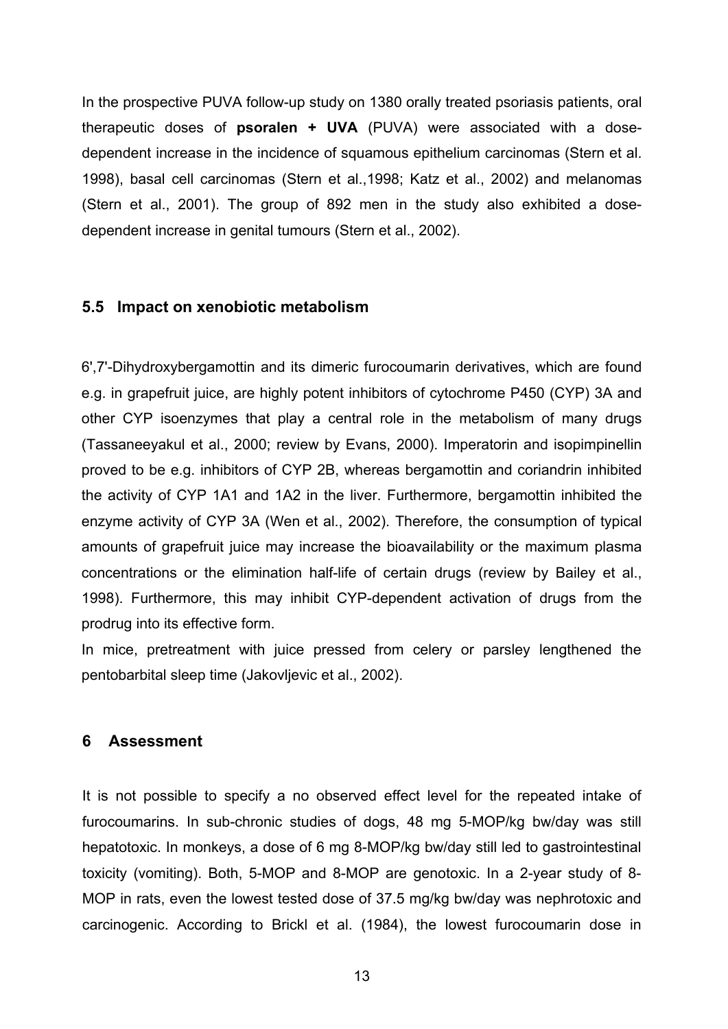In the prospective PUVA follow-up study on 1380 orally treated psoriasis patients, oral therapeutic doses of **psoralen + UVA** (PUVA) were associated with a dose-dependent increase in the incidence of squamous epithelium carcinomas (Stern et al. 1998), basal cell carcinomas (Stern et al.,1998; Katz et al., 2002) and melanomas (Stern et al., 2001). The group of 892 men in the study also exhibited a dose-dependent increase in genital tumours (Stern et al., 2002).

### 5.5 Impact on xenobiotic metabolism

6',7'-Dihydroxybergamottin and its dimeric furocoumarin derivatives, which are found e.g. in grapefruit juice, are highly potent inhibitors of cytochrome P450 (CYP) 3A and other CYP isoenzymes that play a central role in the metabolism of many drugs (Tassaneeyakul et al., 2000; review by Evans, 2000). Imperatorin and isopimpinellin proved to be e.g. inhibitors of CYP 2B, whereas bergamottin and coriandrin inhibited the activity of CYP 1A1 and 1A2 in the liver. Furthermore, bergamottin inhibited the enzyme activity of CYP 3A (Wen et al., 2002). Therefore, the consumption of typical amounts of grapefruit juice may increase the bioavailability or the maximum plasma concentrations or the elimination half-life of certain drugs (review by Bailey et al., 1998). Furthermore, this may inhibit CYP-dependent activation of drugs from the prodrug into its effective form.

In mice, pretreatment with juice pressed from celery or parsley lengthened the pentobarbital sleep time (Jakovljevic et al., 2002).

## 6 Assessment

It is not possible to specify a no observed effect level for the repeated intake of furocoumarins. In sub-chronic studies of dogs, 48 mg 5-MOP/kg bw/day was still hepatotoxic. In monkeys, a dose of 6 mg 8-MOP/kg bw/day still led to gastrointestinal toxicity (vomiting). Both, 5-MOP and 8-MOP are genotoxic. In a 2-year study of 8-MOP in rats, even the lowest tested dose of 37.5 mg/kg bw/day was nephrotoxic and carcinogenic. According to Brickl et al. (1984), the lowest furocoumarin dose in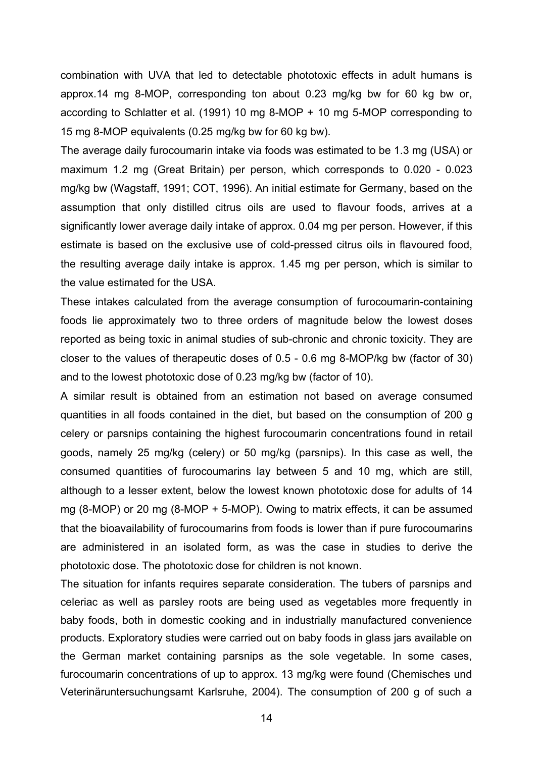combination with UVA that led to detectable phototoxic effects in adult humans is approx.14 mg 8-MOP, corresponding ton about 0.23 mg/kg bw for 60 kg bw or, according to Schlatter et al. (1991) 10 mg 8-MOP + 10 mg 5-MOP corresponding to 15 mg 8-MOP equivalents (0.25 mg/kg bw for 60 kg bw).

The average daily furocoumarin intake via foods was estimated to be 1.3 mg (USA) or maximum 1.2 mg (Great Britain) per person, which corresponds to 0.020 - 0.023 mg/kg bw (Wagstaff, 1991; COT, 1996). An initial estimate for Germany, based on the assumption that only distilled citrus oils are used to flavour foods, arrives at a significantly lower average daily intake of approx. 0.04 mg per person. However, if this estimate is based on the exclusive use of cold-pressed citrus oils in flavoured food, the resulting average daily intake is approx. 1.45 mg per person, which is similar to the value estimated for the USA.

These intakes calculated from the average consumption of furocoumarin-containing foods lie approximately two to three orders of magnitude below the lowest doses reported as being toxic in animal studies of sub-chronic and chronic toxicity. They are closer to the values of therapeutic doses of 0.5 - 0.6 mg 8-MOP/kg bw (factor of 30) and to the lowest phototoxic dose of 0.23 mg/kg bw (factor of 10).

A similar result is obtained from an estimation not based on average consumed quantities in all foods contained in the diet, but based on the consumption of 200 g celery or parsnips containing the highest furocoumarin concentrations found in retail goods, namely 25 mg/kg (celery) or 50 mg/kg (parsnips). In this case as well, the consumed quantities of furocoumarins lay between 5 and 10 mg, which are still, although to a lesser extent, below the lowest known phototoxic dose for adults of 14 mg (8-MOP) or 20 mg (8-MOP + 5-MOP). Owing to matrix effects, it can be assumed that the bioavailability of furocoumarins from foods is lower than if pure furocoumarins are administered in an isolated form, as was the case in studies to derive the phototoxic dose. The phototoxic dose for children is not known.

The situation for infants requires separate consideration. The tubers of parsnips and celeriac as well as parsley roots are being used as vegetables more frequently in baby foods, both in domestic cooking and in industrially manufactured convenience products. Exploratory studies were carried out on baby foods in glass jars available on the German market containing parsnips as the sole vegetable. In some cases, furocoumarin concentrations of up to approx. 13 mg/kg were found (Chemisches und Veterinäruntersuchungsamt Karlsruhe, 2004). The consumption of 200 g of such a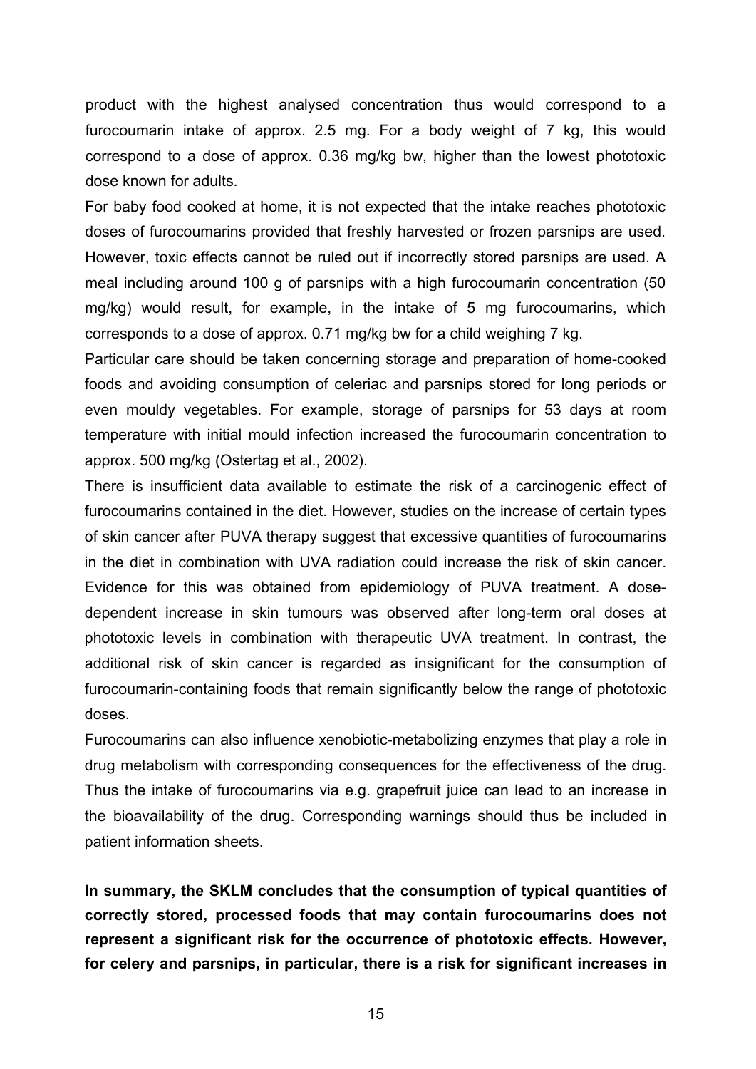product with the highest analysed concentration thus would correspond to a furocoumarin intake of approx. 2.5 mg. For a body weight of 7 kg, this would correspond to a dose of approx. 0.36 mg/kg bw, higher than the lowest phototoxic dose known for adults.

For baby food cooked at home, it is not expected that the intake reaches phototoxic doses of furocoumarins provided that freshly harvested or frozen parsnips are used. However, toxic effects cannot be ruled out if incorrectly stored parsnips are used. A meal including around 100 g of parsnips with a high furocoumarin concentration (50 mg/kg) would result, for example, in the intake of 5 mg furocoumarins, which corresponds to a dose of approx. 0.71 mg/kg bw for a child weighing 7 kg.

Particular care should be taken concerning storage and preparation of home-cooked foods and avoiding consumption of celeriac and parsnips stored for long periods or even mouldy vegetables. For example, storage of parsnips for 53 days at room temperature with initial mould infection increased the furocoumarin concentration to approx. 500 mg/kg (Ostertag et al., 2002).

There is insufficient data available to estimate the risk of a carcinogenic effect of furocoumarins contained in the diet. However, studies on the increase of certain types of skin cancer after PUVA therapy suggest that excessive quantities of furocoumarins in the diet in combination with UVA radiation could increase the risk of skin cancer. Evidence for this was obtained from epidemiology of PUVA treatment. A dose-dependent increase in skin tumours was observed after long-term oral doses at phototoxic levels in combination with therapeutic UVA treatment. In contrast, the additional risk of skin cancer is regarded as insignificant for the consumption of furocoumarin-containing foods that remain significantly below the range of phototoxic doses.

Furocoumarins can also influence xenobiotic-metabolizing enzymes that play a role in drug metabolism with corresponding consequences for the effectiveness of the drug. Thus the intake of furocoumarins via e.g. grapefruit juice can lead to an increase in the bioavailability of the drug. Corresponding warnings should thus be included in patient information sheets.

**In summary, the SKLM concludes that the consumption of typical quantities of correctly stored, processed foods that may contain furocoumarins does not represent a significant risk for the occurrence of phototoxic effects. However, for celery and parsnips, in particular, there is a risk for significant increases in**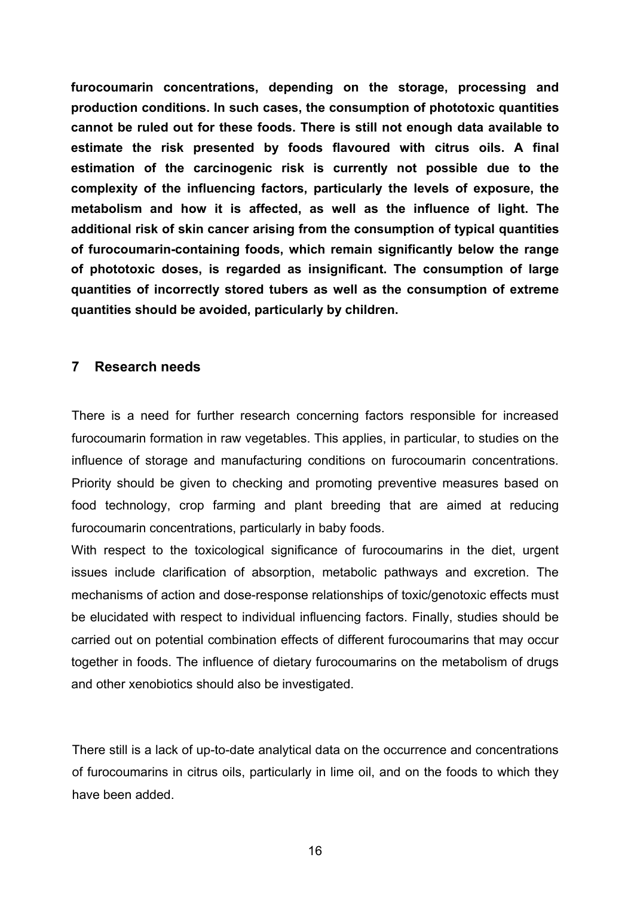**furocoumarin concentrations, depending on the storage, processing and production conditions. In such cases, the consumption of phototoxic quantities cannot be ruled out for these foods. There is still not enough data available to estimate the risk presented by foods flavoured with citrus oils. A final estimation of the carcinogenic risk is currently not possible due to the complexity of the influencing factors, particularly the levels of exposure, the metabolism and how it is affected, as well as the influence of light. The additional risk of skin cancer arising from the consumption of typical quantities of furocoumarin-containing foods, which remain significantly below the range of phototoxic doses, is regarded as insignificant. The consumption of large quantities of incorrectly stored tubers as well as the consumption of extreme quantities should be avoided, particularly by children.**

## 7 Research needs

There is a need for further research concerning factors responsible for increased furocoumarin formation in raw vegetables. This applies, in particular, to studies on the influence of storage and manufacturing conditions on furocoumarin concentrations. Priority should be given to checking and promoting preventive measures based on food technology, crop farming and plant breeding that are aimed at reducing furocoumarin concentrations, particularly in baby foods.

With respect to the toxicological significance of furocoumarins in the diet, urgent issues include clarification of absorption, metabolic pathways and excretion. The mechanisms of action and dose-response relationships of toxic/genotoxic effects must be elucidated with respect to individual influencing factors. Finally, studies should be carried out on potential combination effects of different furocoumarins that may occur together in foods. The influence of dietary furocoumarins on the metabolism of drugs and other xenobiotics should also be investigated.

There still is a lack of up-to-date analytical data on the occurrence and concentrations of furocoumarins in citrus oils, particularly in lime oil, and on the foods to which they have been added.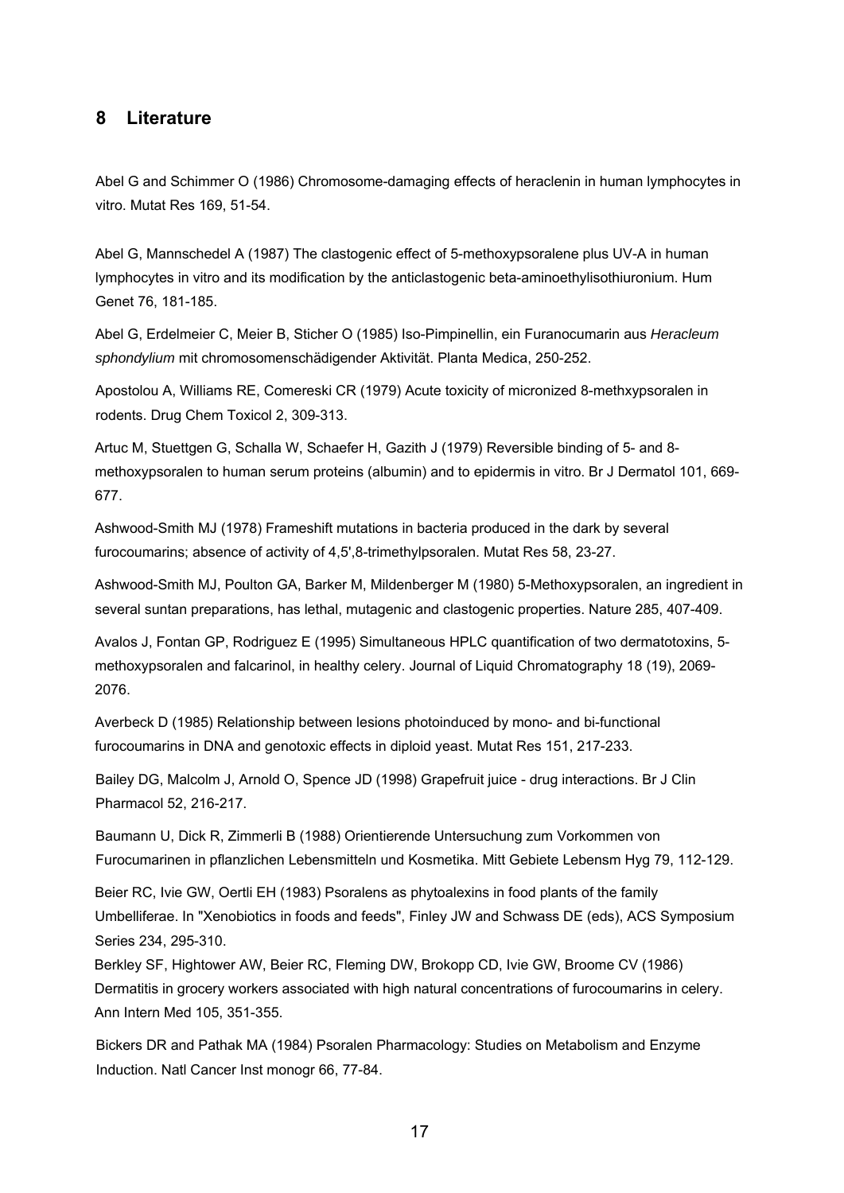## 8 Literature

Abel G and Schimmer O (1986) Chromosome-damaging effects of heraclenin in human lymphocytes in vitro. Mutat Res 169, 51-54.

Abel G, Mannschedel A (1987) The clastogenic effect of 5-methoxypsoralene plus UV-A in human lymphocytes in vitro and its modification by the anticlastogenic beta-aminoethylisothiuronium. Hum Genet 76, 181-185.

Abel G, Erdelmeier C, Meier B, Sticher O (1985) Iso-Pimpinellin, ein Furanocumarin aus *Heracleum sphondylium* mit chromosomenschädigender Aktivität. Planta Medica, 250-252.

Apostolou A, Williams RE, Comereski CR (1979) Acute toxicity of micronized 8-methxypsoralen in rodents. Drug Chem Toxicol 2, 309-313.

Artuc M, Stuettgen G, Schalla W, Schaefer H, Gazith J (1979) Reversible binding of 5- and 8-methoxypsoralen to human serum proteins (albumin) and to epidermis in vitro. Br J Dermatol 101, 669-677.

Ashwood-Smith MJ (1978) Frameshift mutations in bacteria produced in the dark by several furocoumarins; absence of activity of 4,5',8-trimethylpsoralen. Mutat Res 58, 23-27.

Ashwood-Smith MJ, Poulton GA, Barker M, Mildenberger M (1980) 5-Methoxypsoralen, an ingredient in several suntan preparations, has lethal, mutagenic and clastogenic properties. Nature 285, 407-409.

Avalos J, Fontan GP, Rodriguez E (1995) Simultaneous HPLC quantification of two dermatotoxins, 5-methoxypsoralen and falcarinol, in healthy celery. Journal of Liquid Chromatography 18 (19), 2069-2076.

Averbeck D (1985) Relationship between lesions photoinduced by mono- and bi-functional furocoumarins in DNA and genotoxic effects in diploid yeast. Mutat Res 151, 217-233.

Bailey DG, Malcolm J, Arnold O, Spence JD (1998) Grapefruit juice - drug interactions. Br J Clin Pharmacol 52, 216-217.

Baumann U, Dick R, Zimmerli B (1988) Orientierende Untersuchung zum Vorkommen von Furocumarinen in pflanzlichen Lebensmitteln und Kosmetika. Mitt Gebiete Lebensm Hyg 79, 112-129.

Beier RC, Ivie GW, Oertli EH (1983) Psoralens as phytoalexins in food plants of the family Umbelliferae. In "Xenobiotics in foods and feeds", Finley JW and Schwass DE (eds), ACS Symposium Series 234, 295-310.

Berkley SF, Hightower AW, Beier RC, Fleming DW, Brokopp CD, Ivie GW, Broome CV (1986) Dermatitis in grocery workers associated with high natural concentrations of furocoumarins in celery. Ann Intern Med 105, 351-355.

Bickers DR and Pathak MA (1984) Psoralen Pharmacology: Studies on Metabolism and Enzyme Induction. Natl Cancer Inst monogr 66, 77-84.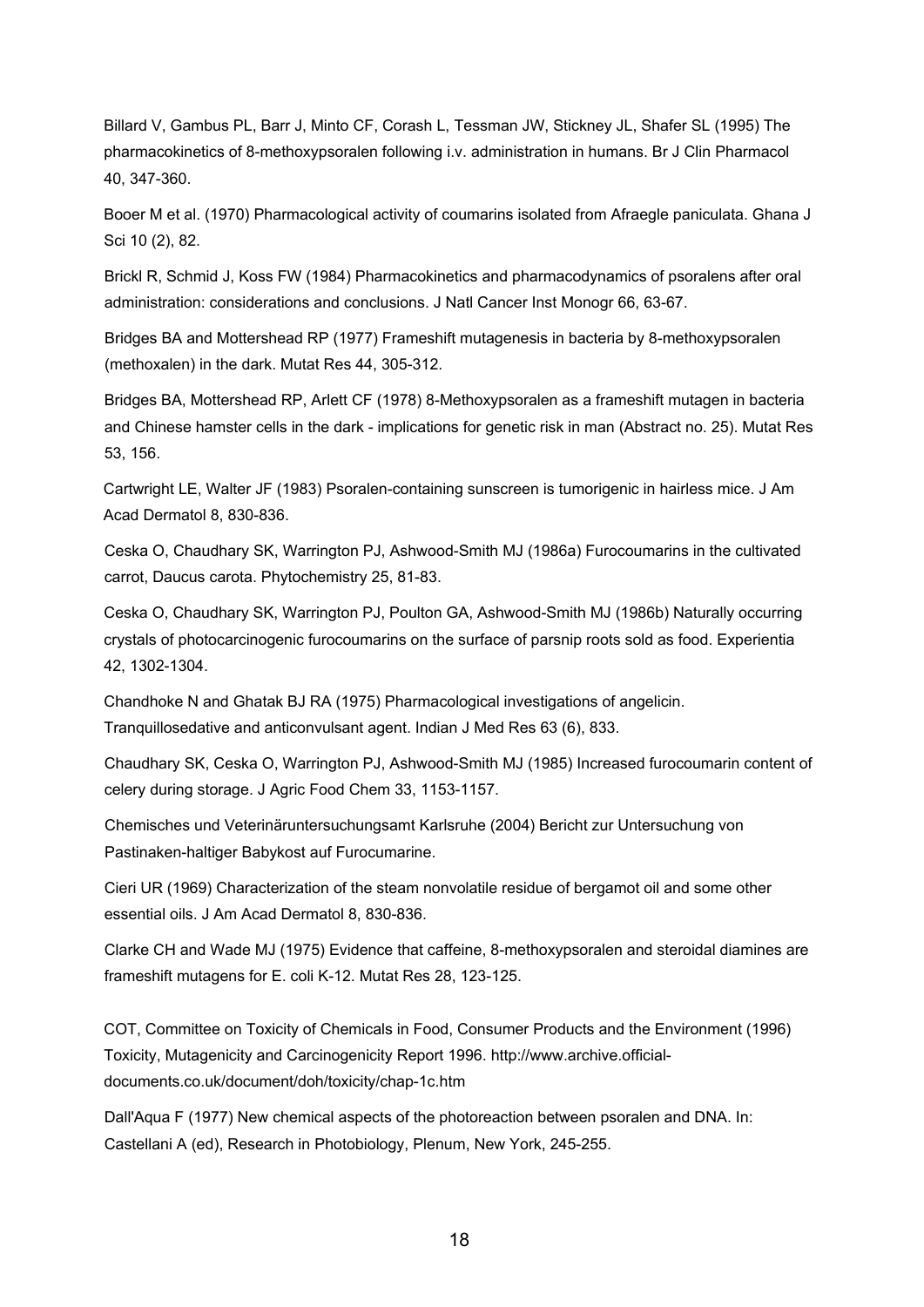Billard V, Gambus PL, Barr J, Minto CF, Corash L, Tessman JW, Stickney JL, Shafer SL (1995) The pharmacokinetics of 8-methoxypsoralen following i.v. administration in humans. Br J Clin Pharmacol 40, 347-360.

Booer M et al. (1970) Pharmacological activity of coumarins isolated from Afraegle paniculata. Ghana J Sci 10 (2), 82.

Brickl R, Schmid J, Koss FW (1984) Pharmacokinetics and pharmacodynamics of psoralens after oral administration: considerations and conclusions. J Natl Cancer Inst Monogr 66, 63-67.

Bridges BA and Mottershead RP (1977) Frameshift mutagenesis in bacteria by 8-methoxypsoralen (methoxalen) in the dark. Mutat Res 44, 305-312.

Bridges BA, Mottershead RP, Arlett CF (1978) 8-Methoxypsoralen as a frameshift mutagen in bacteria and Chinese hamster cells in the dark - implications for genetic risk in man (Abstract no. 25). Mutat Res 53, 156.

Cartwright LE, Walter JF (1983) Psoralen-containing sunscreen is tumorigenic in hairless mice. J Am Acad Dermatol 8, 830-836.

Ceska O, Chaudhary SK, Warrington PJ, Ashwood-Smith MJ (1986a) Furocoumarins in the cultivated carrot, Daucus carota. Phytochemistry 25, 81-83.

Ceska O, Chaudhary SK, Warrington PJ, Poulton GA, Ashwood-Smith MJ (1986b) Naturally occurring crystals of photocarcinogenic furocoumarins on the surface of parsnip roots sold as food. Experientia 42, 1302-1304.

Chandhoke N and Ghatak BJ RA (1975) Pharmacological investigations of angelicin. Tranquillosedative and anticonvulsant agent. Indian J Med Res 63 (6), 833.

Chaudhary SK, Ceska O, Warrington PJ, Ashwood-Smith MJ (1985) Increased furocoumarin content of celery during storage. J Agric Food Chem 33, 1153-1157.

Chemisches und Veterinäruntersuchungsamt Karlsruhe (2004) Bericht zur Untersuchung von Pastinaken-haltiger Babykost auf Furocumarine.

Cieri UR (1969) Characterization of the steam nonvolatile residue of bergamot oil and some other essential oils. J Am Acad Dermatol 8, 830-836.

Clarke CH and Wade MJ (1975) Evidence that caffeine, 8-methoxypsoralen and steroidal diamines are frameshift mutagens for E. coli K-12. Mutat Res 28, 123-125.

COT, Committee on Toxicity of Chemicals in Food, Consumer Products and the Environment (1996) Toxicity, Mutagenicity and Carcinogenicity Report 1996. http://www.archive.official-documents.co.uk/document/doh/toxicity/chap-1c.htm

Dall'Aqua F (1977) New chemical aspects of the photoreaction between psoralen and DNA. In: Castellani A (ed), Research in Photobiology, Plenum, New York, 245-255.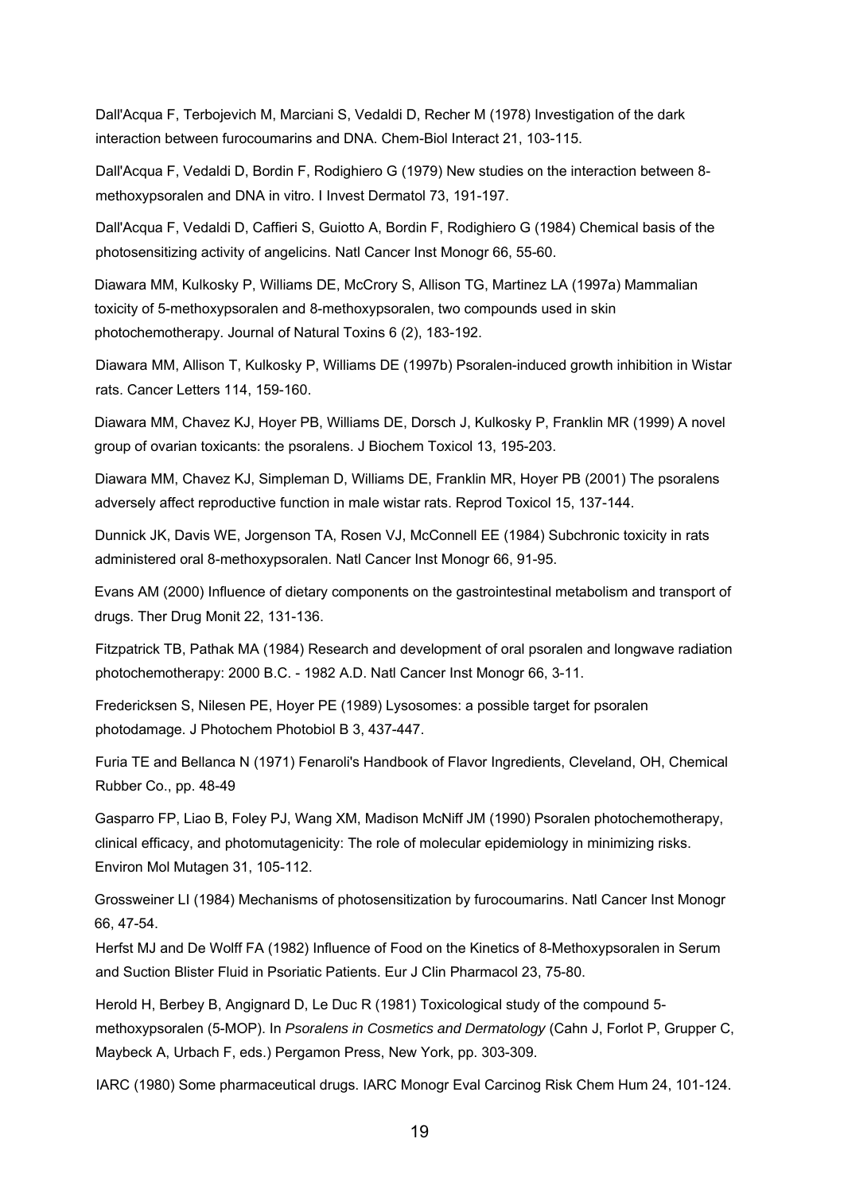Dall'Acqua F, Terbojevich M, Marciani S, Vedaldi D, Recher M (1978) Investigation of the dark interaction between furocoumarins and DNA. Chem-Biol Interact 21, 103-115.

Dall'Acqua F, Vedaldi D, Bordin F, Rodighiero G (1979) New studies on the interaction between 8-methoxypsoralen and DNA in vitro. I Invest Dermatol 73, 191-197.

Dall'Acqua F, Vedaldi D, Caffieri S, Guiotto A, Bordin F, Rodighiero G (1984) Chemical basis of the photosensitizing activity of angelicins. Natl Cancer Inst Monogr 66, 55-60.

Diawara MM, Kulkosky P, Williams DE, McCrory S, Allison TG, Martinez LA (1997a) Mammalian toxicity of 5-methoxypsoralen and 8-methoxypsoralen, two compounds used in skin photochemotherapy. Journal of Natural Toxins 6 (2), 183-192.

Diawara MM, Allison T, Kulkosky P, Williams DE (1997b) Psoralen-induced growth inhibition in Wistar rats. Cancer Letters 114, 159-160.

Diawara MM, Chavez KJ, Hoyer PB, Williams DE, Dorsch J, Kulkosky P, Franklin MR (1999) A novel group of ovarian toxicants: the psoralens. J Biochem Toxicol 13, 195-203.

Diawara MM, Chavez KJ, Simpleman D, Williams DE, Franklin MR, Hoyer PB (2001) The psoralens adversely affect reproductive function in male wistar rats. Reprod Toxicol 15, 137-144.

Dunnick JK, Davis WE, Jorgenson TA, Rosen VJ, McConnell EE (1984) Subchronic toxicity in rats administered oral 8-methoxypsoralen. Natl Cancer Inst Monogr 66, 91-95.

Evans AM (2000) Influence of dietary components on the gastrointestinal metabolism and transport of drugs. Ther Drug Monit 22, 131-136.

Fitzpatrick TB, Pathak MA (1984) Research and development of oral psoralen and longwave radiation photochemotherapy: 2000 B.C. - 1982 A.D. Natl Cancer Inst Monogr 66, 3-11.

Fredericksen S, Nilesen PE, Hoyer PE (1989) Lysosomes: a possible target for psoralen photodamage. J Photochem Photobiol B 3, 437-447.

Furia TE and Bellanca N (1971) Fenaroli's Handbook of Flavor Ingredients, Cleveland, OH, Chemical Rubber Co., pp. 48-49

Gasparro FP, Liao B, Foley PJ, Wang XM, Madison McNiff JM (1990) Psoralen photochemotherapy, clinical efficacy, and photomutagenicity: The role of molecular epidemiology in minimizing risks. Environ Mol Mutagen 31, 105-112.

Grossweiner LI (1984) Mechanisms of photosensitization by furocoumarins. Natl Cancer Inst Monogr 66, 47-54.

Herfst MJ and De Wolff FA (1982) Influence of Food on the Kinetics of 8-Methoxypsoralen in Serum and Suction Blister Fluid in Psoriatic Patients. Eur J Clin Pharmacol 23, 75-80.

Herold H, Berbey B, Angignard D, Le Duc R (1981) Toxicological study of the compound 5-methoxypsoralen (5-MOP). In *Psoralens in Cosmetics and Dermatology* (Cahn J, Forlot P, Grupper C, Maybeck A, Urbach F, eds.) Pergamon Press, New York, pp. 303-309.

IARC (1980) Some pharmaceutical drugs. IARC Monogr Eval Carcinog Risk Chem Hum 24, 101-124.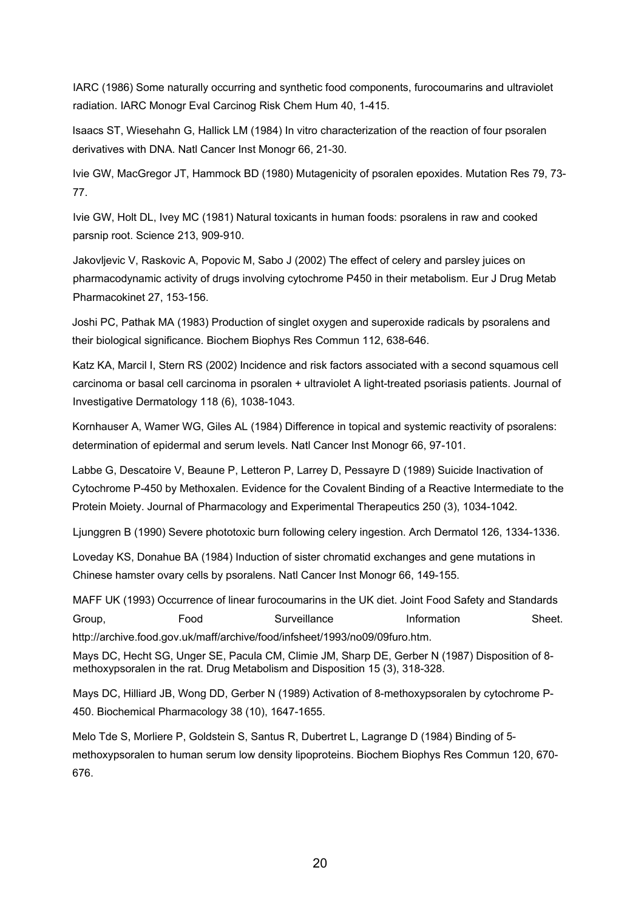IARC (1986) Some naturally occurring and synthetic food components, furocoumarins and ultraviolet radiation. IARC Monogr Eval Carcinog Risk Chem Hum 40, 1-415.

Isaacs ST, Wiesehahn G, Hallick LM (1984) In vitro characterization of the reaction of four psoralen derivatives with DNA. Natl Cancer Inst Monogr 66, 21-30.

Ivie GW, MacGregor JT, Hammock BD (1980) Mutagenicity of psoralen epoxides. Mutation Res 79, 73-77.

Ivie GW, Holt DL, Ivey MC (1981) Natural toxicants in human foods: psoralens in raw and cooked parsnip root. Science 213, 909-910.

Jakovljevic V, Raskovic A, Popovic M, Sabo J (2002) The effect of celery and parsley juices on pharmacodynamic activity of drugs involving cytochrome P450 in their metabolism. Eur J Drug Metab Pharmacokinet 27, 153-156.

Joshi PC, Pathak MA (1983) Production of singlet oxygen and superoxide radicals by psoralens and their biological significance. Biochem Biophys Res Commun 112, 638-646.

Katz KA, Marcil I, Stern RS (2002) Incidence and risk factors associated with a second squamous cell carcinoma or basal cell carcinoma in psoralen + ultraviolet A light-treated psoriasis patients. Journal of Investigative Dermatology 118 (6), 1038-1043.

Kornhauser A, Wamer WG, Giles AL (1984) Difference in topical and systemic reactivity of psoralens: determination of epidermal and serum levels. Natl Cancer Inst Monogr 66, 97-101.

Labbe G, Descatoire V, Beaune P, Letteron P, Larrey D, Pessayre D (1989) Suicide Inactivation of Cytochrome P-450 by Methoxalen. Evidence for the Covalent Binding of a Reactive Intermediate to the Protein Moiety. Journal of Pharmacology and Experimental Therapeutics 250 (3), 1034-1042.

Ljunggren B (1990) Severe phototoxic burn following celery ingestion. Arch Dermatol 126, 1334-1336.

Loveday KS, Donahue BA (1984) Induction of sister chromatid exchanges and gene mutations in Chinese hamster ovary cells by psoralens. Natl Cancer Inst Monogr 66, 149-155.

MAFF UK (1993) Occurrence of linear furocoumarins in the UK diet. Joint Food Safety and Standards Group, Food Surveillance Information Sheet. http://archive.food.gov.uk/maff/archive/food/infsheet/1993/no09/09furo.htm.

Mays DC, Hecht SG, Unger SE, Pacula CM, Climie JM, Sharp DE, Gerber N (1987) Disposition of 8-methoxypsoralen in the rat. Drug Metabolism and Disposition 15 (3), 318-328.

Mays DC, Hilliard JB, Wong DD, Gerber N (1989) Activation of 8-methoxypsoralen by cytochrome P-450. Biochemical Pharmacology 38 (10), 1647-1655.

Melo Tde S, Morliere P, Goldstein S, Santus R, Dubertret L, Lagrange D (1984) Binding of 5-methoxypsoralen to human serum low density lipoproteins. Biochem Biophys Res Commun 120, 670-676.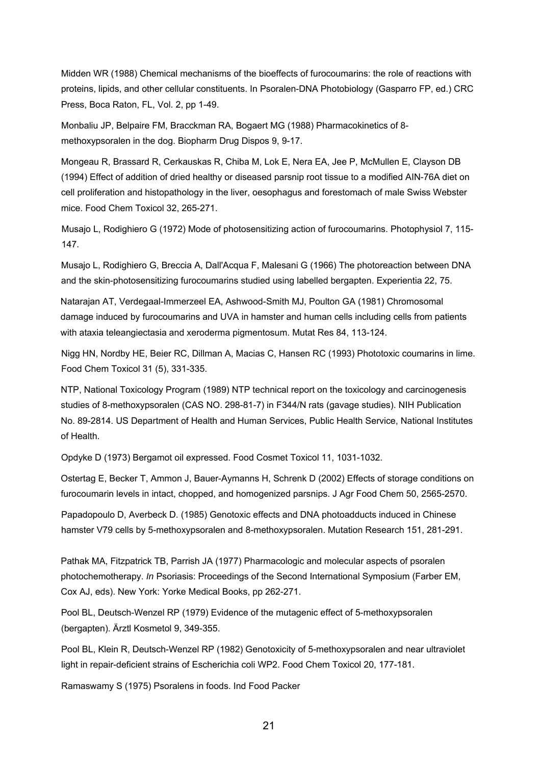Midden WR (1988) Chemical mechanisms of the bioeffects of furocoumarins: the role of reactions with proteins, lipids, and other cellular constituents. In Psoralen-DNA Photobiology (Gasparro FP, ed.) CRC Press, Boca Raton, FL, Vol. 2, pp 1-49.

Monbaliu JP, Belpaire FM, Bracckman RA, Bogaert MG (1988) Pharmacokinetics of 8-methoxypsoralen in the dog. Biopharm Drug Dispos 9, 9-17.

Mongeau R, Brassard R, Cerkauskas R, Chiba M, Lok E, Nera EA, Jee P, McMullen E, Clayson DB (1994) Effect of addition of dried healthy or diseased parsnip root tissue to a modified AIN-76A diet on cell proliferation and histopathology in the liver, oesophagus and forestomach of male Swiss Webster mice. Food Chem Toxicol 32, 265-271.

Musajo L, Rodighiero G (1972) Mode of photosensitizing action of furocoumarins. Photophysiol 7, 115-147.

Musajo L, Rodighiero G, Breccia A, Dall'Acqua F, Malesani G (1966) The photoreaction between DNA and the skin-photosensitizing furocoumarins studied using labelled bergapten. Experientia 22, 75.

Natarajan AT, Verdegaal-Immerzeel EA, Ashwood-Smith MJ, Poulton GA (1981) Chromosomal damage induced by furocoumarins and UVA in hamster and human cells including cells from patients with ataxia teleangiectasia and xeroderma pigmentosum. Mutat Res 84, 113-124.

Nigg HN, Nordby HE, Beier RC, Dillman A, Macias C, Hansen RC (1993) Phototoxic coumarins in lime. Food Chem Toxicol 31 (5), 331-335.

NTP, National Toxicology Program (1989) NTP technical report on the toxicology and carcinogenesis studies of 8-methoxypsoralen (CAS NO. 298-81-7) in F344/N rats (gavage studies). NIH Publication No. 89-2814. US Department of Health and Human Services, Public Health Service, National Institutes of Health.

Opdyke D (1973) Bergamot oil expressed. Food Cosmet Toxicol 11, 1031-1032.

Ostertag E, Becker T, Ammon J, Bauer-Aymanns H, Schrenk D (2002) Effects of storage conditions on furocoumarin levels in intact, chopped, and homogenized parsnips. J Agr Food Chem 50, 2565-2570.

Papadopoulo D, Averbeck D. (1985) Genotoxic effects and DNA photoadducts induced in Chinese hamster V79 cells by 5-methoxypsoralen and 8-methoxypsoralen. Mutation Research 151, 281-291.

Pathak MA, Fitzpatrick TB, Parrish JA (1977) Pharmacologic and molecular aspects of psoralen photochemotherapy. *In* Psoriasis: Proceedings of the Second International Symposium (Farber EM, Cox AJ, eds). New York: Yorke Medical Books, pp 262-271.

Pool BL, Deutsch-Wenzel RP (1979) Evidence of the mutagenic effect of 5-methoxypsoralen (bergapten). Ärztl Kosmetol 9, 349-355.

Pool BL, Klein R, Deutsch-Wenzel RP (1982) Genotoxicity of 5-methoxypsoralen and near ultraviolet light in repair-deficient strains of Escherichia coli WP2. Food Chem Toxicol 20, 177-181.

Ramaswamy S (1975) Psoralens in foods. Ind Food Packer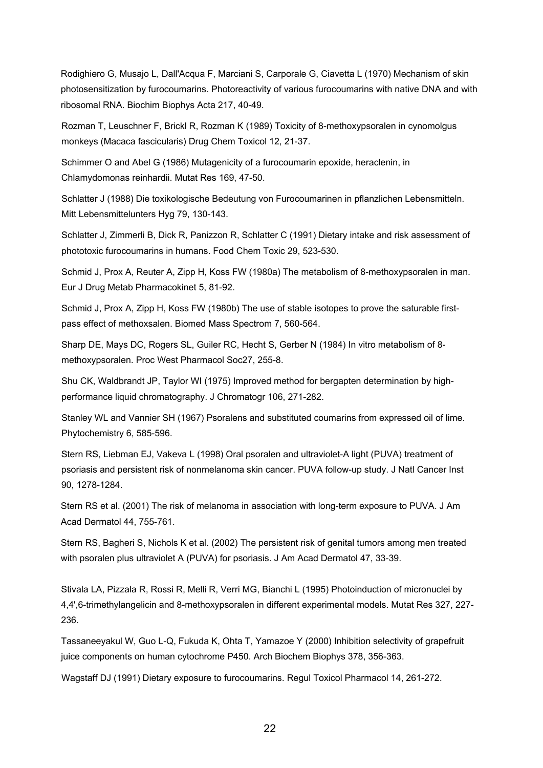Rodighiero G, Musajo L, Dall'Acqua F, Marciani S, Carporale G, Ciavetta L (1970) Mechanism of skin photosensitization by furocoumarins. Photoreactivity of various furocoumarins with native DNA and with ribosomal RNA. Biochim Biophys Acta 217, 40-49.

Rozman T, Leuschner F, Brickl R, Rozman K (1989) Toxicity of 8-methoxypsoralen in cynomolgus monkeys (Macaca fascicularis) Drug Chem Toxicol 12, 21-37.

Schimmer O and Abel G (1986) Mutagenicity of a furocoumarin epoxide, heraclenin, in Chlamydomonas reinhardii. Mutat Res 169, 47-50.

Schlatter J (1988) Die toxikologische Bedeutung von Furocoumarinen in pflanzlichen Lebensmitteln. Mitt Lebensmittelunters Hyg 79, 130-143.

Schlatter J, Zimmerli B, Dick R, Panizzon R, Schlatter C (1991) Dietary intake and risk assessment of phototoxic furocoumarins in humans. Food Chem Toxic 29, 523-530.

Schmid J, Prox A, Reuter A, Zipp H, Koss FW (1980a) The metabolism of 8-methoxypsoralen in man. Eur J Drug Metab Pharmacokinet 5, 81-92.

Schmid J, Prox A, Zipp H, Koss FW (1980b) The use of stable isotopes to prove the saturable first-pass effect of methoxsalen. Biomed Mass Spectrom 7, 560-564.

Sharp DE, Mays DC, Rogers SL, Guiler RC, Hecht S, Gerber N (1984) In vitro metabolism of 8-methoxypsoralen. Proc West Pharmacol Soc27, 255-8.

Shu CK, Waldbrandt JP, Taylor WI (1975) Improved method for bergapten determination by high-performance liquid chromatography. J Chromatogr 106, 271-282.

Stanley WL and Vannier SH (1967) Psoralens and substituted coumarins from expressed oil of lime. Phytochemistry 6, 585-596.

Stern RS, Liebman EJ, Vakeva L (1998) Oral psoralen and ultraviolet-A light (PUVA) treatment of psoriasis and persistent risk of nonmelanoma skin cancer. PUVA follow-up study. J Natl Cancer Inst 90, 1278-1284.

Stern RS et al. (2001) The risk of melanoma in association with long-term exposure to PUVA. J Am Acad Dermatol 44, 755-761.

Stern RS, Bagheri S, Nichols K et al. (2002) The persistent risk of genital tumors among men treated with psoralen plus ultraviolet A (PUVA) for psoriasis. J Am Acad Dermatol 47, 33-39.

Stivala LA, Pizzala R, Rossi R, Melli R, Verri MG, Bianchi L (1995) Photoinduction of micronuclei by 4,4',6-trimethylangelicin and 8-methoxypsoralen in different experimental models. Mutat Res 327, 227-236.

Tassaneeyakul W, Guo L-Q, Fukuda K, Ohta T, Yamazoe Y (2000) Inhibition selectivity of grapefruit juice components on human cytochrome P450. Arch Biochem Biophys 378, 356-363.

Wagstaff DJ (1991) Dietary exposure to furocoumarins. Regul Toxicol Pharmacol 14, 261-272.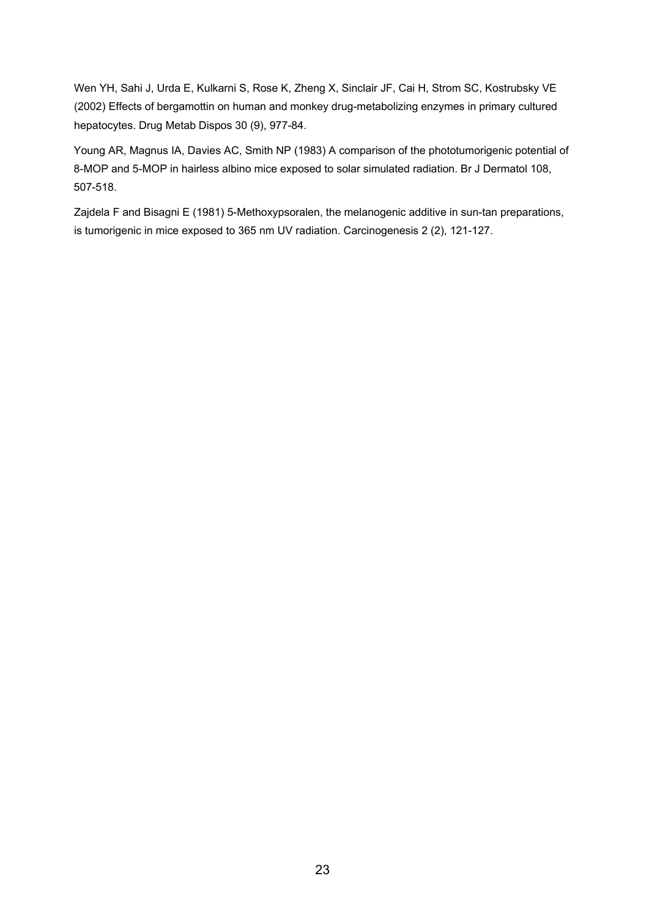Wen YH, Sahi J, Urda E, Kulkarni S, Rose K, Zheng X, Sinclair JF, Cai H, Strom SC, Kostrubsky VE (2002) Effects of bergamottin on human and monkey drug-metabolizing enzymes in primary cultured hepatocytes. Drug Metab Dispos 30 (9), 977-84.

Young AR, Magnus IA, Davies AC, Smith NP (1983) A comparison of the phototumorigenic potential of 8-MOP and 5-MOP in hairless albino mice exposed to solar simulated radiation. Br J Dermatol 108, 507-518.

Zajdela F and Bisagni E (1981) 5-Methoxypsoralen, the melanogenic additive in sun-tan preparations, is tumorigenic in mice exposed to 365 nm UV radiation. Carcinogenesis 2 (2), 121-127.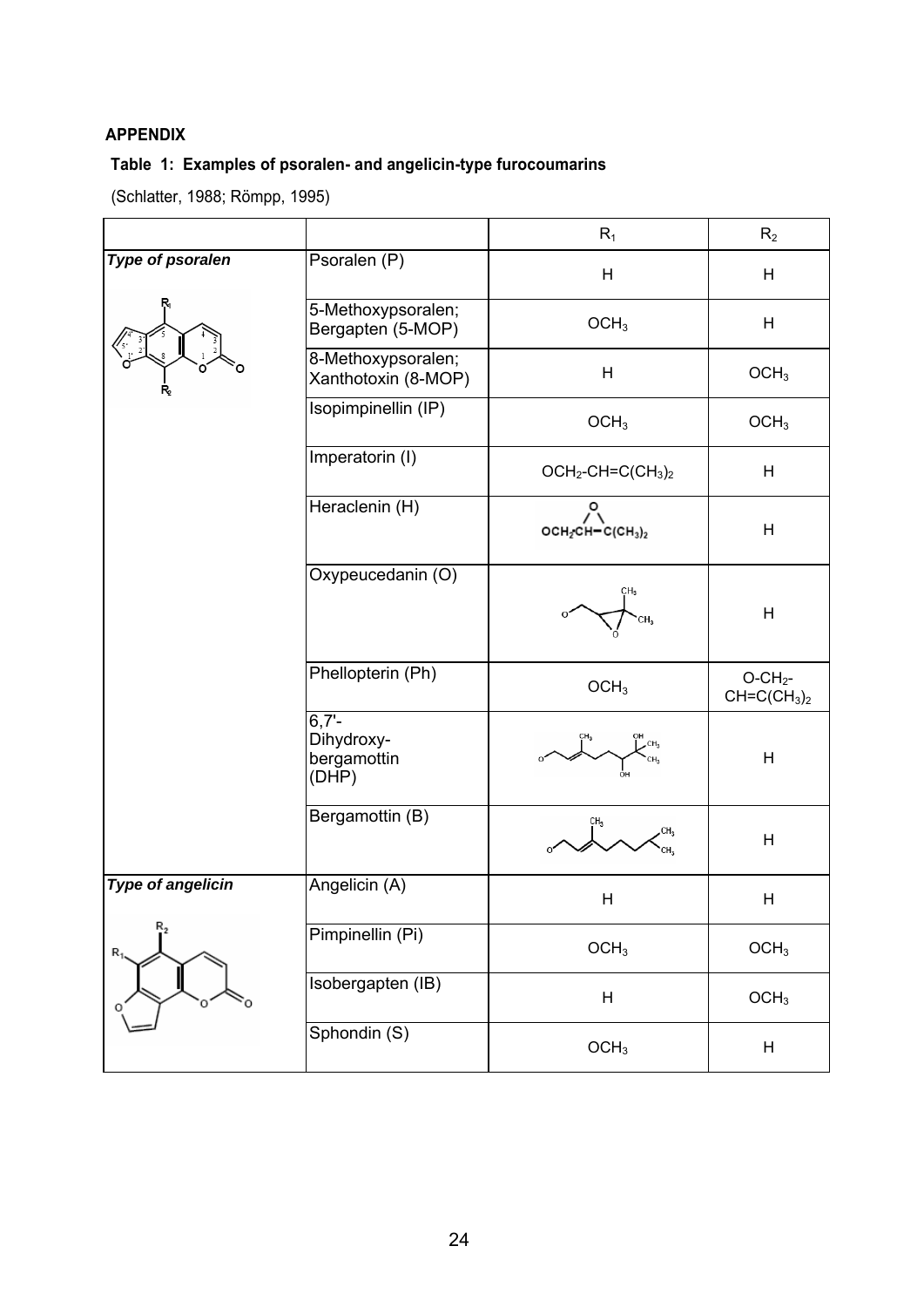**APPENDIX**

**Table 1: Examples of psoralen- and angelicin-type furocoumarins**

(Schlatter, 1988; Römpp, 1995)

| | | $R_1$ | $R_2$ |
|---|---|---|---|
| ***Type of psoralen*** | Psoralen (P) | H | H |
| | 5-Methoxypsoralen; Bergapten (5-MOP) | $OCH_3$ | H |
| | 8-Methoxypsoralen; Xanthotoxin (8-MOP) | H | $OCH_3$ |
| | Isopimpinellin (IP) | $OCH_3$ | $OCH_3$ |
| | Imperatorin (I) | $OCH_2$-$CH$=$C(CH_3)_2$ | H |
| | Heraclenin (H) | $OCH_2CH$–$C(CH_3)_2$ (epoxide) | H |
| | Oxypeucedanin (O) | | H |
| | Phellopterin (Ph) | $OCH_3$ | O-$CH_2$-$CH$=$C(CH_3)_2$ |
| | 6,7'-Dihydroxy-bergamottin (DHP) | | H |
| | Bergamottin (B) | | H |
| ***Type of angelicin*** | Angelicin (A) | H | H |
| | Pimpinellin (Pi) | $OCH_3$ | $OCH_3$ |
| | Isobergapten (IB) | H | $OCH_3$ |
| | Sphondin (S) | $OCH_3$ | H |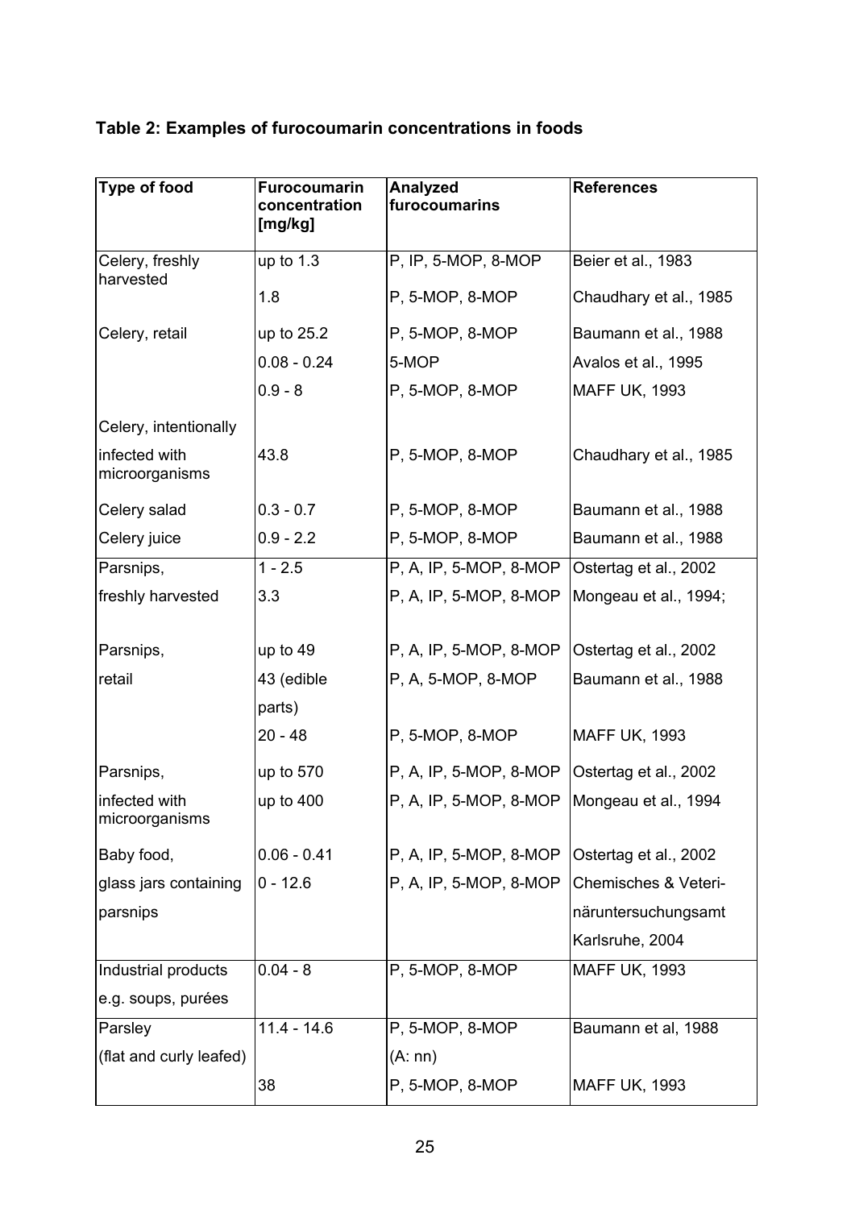**Table 2: Examples of furocoumarin concentrations in foods**

| Type of food | Furocoumarin concentration [mg/kg] | Analyzed furocoumarins | References |
|---|---|---|---|
| Celery, freshly harvested | up to 1.3 | P, IP, 5-MOP, 8-MOP | Beier et al., 1983 |
| | 1.8 | P, 5-MOP, 8-MOP | Chaudhary et al., 1985 |
| Celery, retail | up to 25.2 | P, 5-MOP, 8-MOP | Baumann et al., 1988 |
| | 0.08 - 0.24 | 5-MOP | Avalos et al., 1995 |
| | 0.9 - 8 | P, 5-MOP, 8-MOP | MAFF UK, 1993 |
| Celery, intentionally infected with microorganisms | 43.8 | P, 5-MOP, 8-MOP | Chaudhary et al., 1985 |
| Celery salad | 0.3 - 0.7 | P, 5-MOP, 8-MOP | Baumann et al., 1988 |
| Celery juice | 0.9 - 2.2 | P, 5-MOP, 8-MOP | Baumann et al., 1988 |
| Parsnips, freshly harvested | 1 - 2.5 | P, A, IP, 5-MOP, 8-MOP | Ostertag et al., 2002 |
| | 3.3 | P, A, IP, 5-MOP, 8-MOP | Mongeau et al., 1994; |
| Parsnips, retail | up to 49 | P, A, IP, 5-MOP, 8-MOP | Ostertag et al., 2002 |
| | 43 (edible parts) | P, A, 5-MOP, 8-MOP | Baumann et al., 1988 |
| | 20 - 48 | P, 5-MOP, 8-MOP | MAFF UK, 1993 |
| Parsnips, infected with microorganisms | up to 570 | P, A, IP, 5-MOP, 8-MOP | Ostertag et al., 2002 |
| | up to 400 | P, A, IP, 5-MOP, 8-MOP | Mongeau et al., 1994 |
| Baby food, glass jars containing parsnips | 0.06 - 0.41 | P, A, IP, 5-MOP, 8-MOP | Ostertag et al., 2002 |
| | 0 - 12.6 | P, A, IP, 5-MOP, 8-MOP | Chemisches & Veterinäruntersuchungsamt Karlsruhe, 2004 |
| Industrial products e.g. soups, purées | 0.04 - 8 | P, 5-MOP, 8-MOP | MAFF UK, 1993 |
| Parsley (flat and curly leafed) | 11.4 - 14.6 | P, 5-MOP, 8-MOP (A: nn) | Baumann et al, 1988 |
| | 38 | P, 5-MOP, 8-MOP | MAFF UK, 1993 |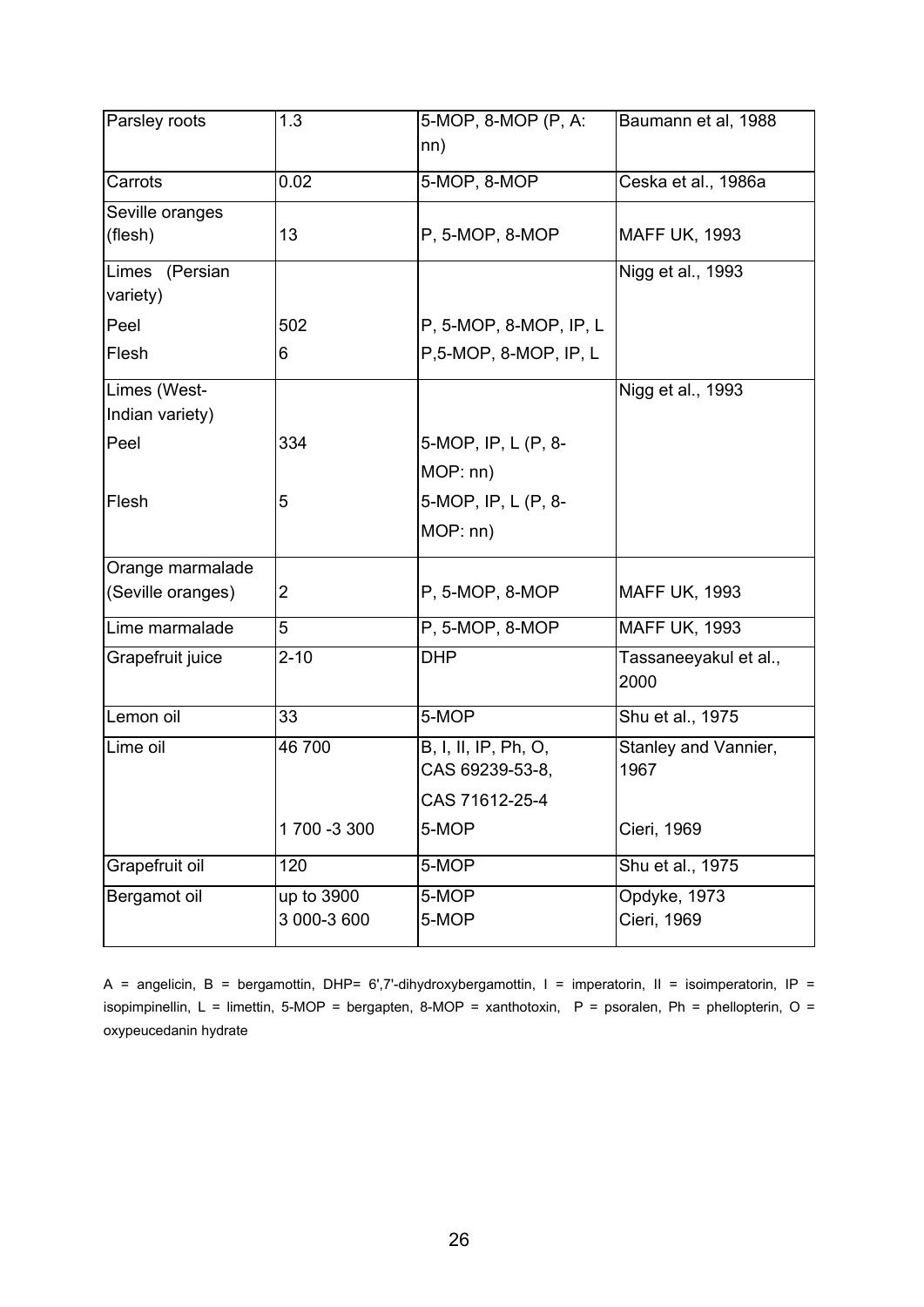| Parsley roots | 1.3 | 5-MOP, 8-MOP (P, A: nn) | Baumann et al, 1988 |
|---|---|---|---|
| Carrots | 0.02 | 5-MOP, 8-MOP | Ceska et al., 1986a |
| Seville oranges (flesh) | 13 | P, 5-MOP, 8-MOP | MAFF UK, 1993 |
| Limes (Persian variety) | | | Nigg et al., 1993 |
| Peel | 502 | P, 5-MOP, 8-MOP, IP, L | |
| Flesh | 6 | P,5-MOP, 8-MOP, IP, L | |
| Limes (West-Indian variety) | | | Nigg et al., 1993 |
| Peel | 334 | 5-MOP, IP, L (P, 8-MOP: nn) | |
| Flesh | 5 | 5-MOP, IP, L (P, 8-MOP: nn) | |
| Orange marmalade (Seville oranges) | 2 | P, 5-MOP, 8-MOP | MAFF UK, 1993 |
| Lime marmalade | 5 | P, 5-MOP, 8-MOP | MAFF UK, 1993 |
| Grapefruit juice | 2-10 | DHP | Tassaneeyakul et al., 2000 |
| Lemon oil | 33 | 5-MOP | Shu et al., 1975 |
| Lime oil | 46 700 | B, I, II, IP, Ph, O, CAS 69239-53-8, CAS 71612-25-4 | Stanley and Vannier, 1967 |
| | 1 700 -3 300 | 5-MOP | Cieri, 1969 |
| Grapefruit oil | 120 | 5-MOP | Shu et al., 1975 |
| Bergamot oil | up to 3900<br>3 000-3 600 | 5-MOP<br>5-MOP | Opdyke, 1973<br>Cieri, 1969 |

A = angelicin, B = bergamottin, DHP= 6',7'-dihydroxybergamottin, I = imperatorin, II = isoimperatorin, IP = isopimpinellin, L = limettin, 5-MOP = bergapten, 8-MOP = xanthotoxin, P = psoralen, Ph = phellopterin, O = oxypeucedanin hydrate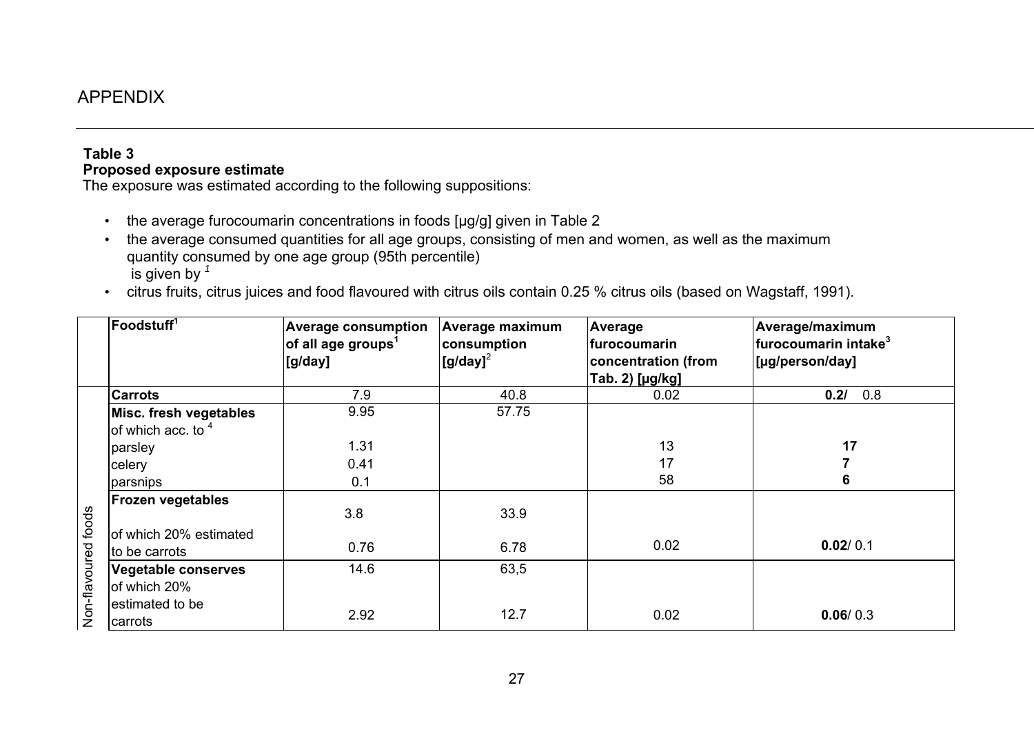# APPENDIX

**Table 3**
**Proposed exposure estimate**
The exposure was estimated according to the following suppositions:

- the average furocoumarin concentrations in foods [µg/g] given in Table 2
- the average consumed quantities for all age groups, consisting of men and women, as well as the maximum quantity consumed by one age group (95th percentile) is given by [1]
- citrus fruits, citrus juices and food flavoured with citrus oils contain 0.25 % citrus oils (based on Wagstaff, 1991).

| | Foodstuff[1] | Average consumption of all age groups[1] [g/day] | Average maximum consumption [g/day][2] | Average furocoumarin concentration (from Tab. 2) [µg/kg] | Average/maximum furocoumarin intake[3] [µg/person/day] |
|---|---|---|---|---|---|
| Non-flavoured foods | **Carrots** | 7.9 | 40.8 | 0.02 | **0.2/** 0.8 |
| | **Misc. fresh vegetables** of which acc. to [4] | 9.95 | 57.75 | | |
| | parsley | 1.31 | | 13 | **17** |
| | celery | 0.41 | | 17 | **7** |
| | parsnips | 0.1 | | 58 | **6** |
| | **Frozen vegetables** | 3.8 | 33.9 | | |
| | of which 20% estimated to be carrots | 0.76 | 6.78 | 0.02 | **0.02**/ 0.1 |
| | **Vegetable conserves** of which 20% estimated to be carrots | 14.6 | 63,5 | | |
| | | 2.92 | 12.7 | 0.02 | **0.06**/ 0.3 |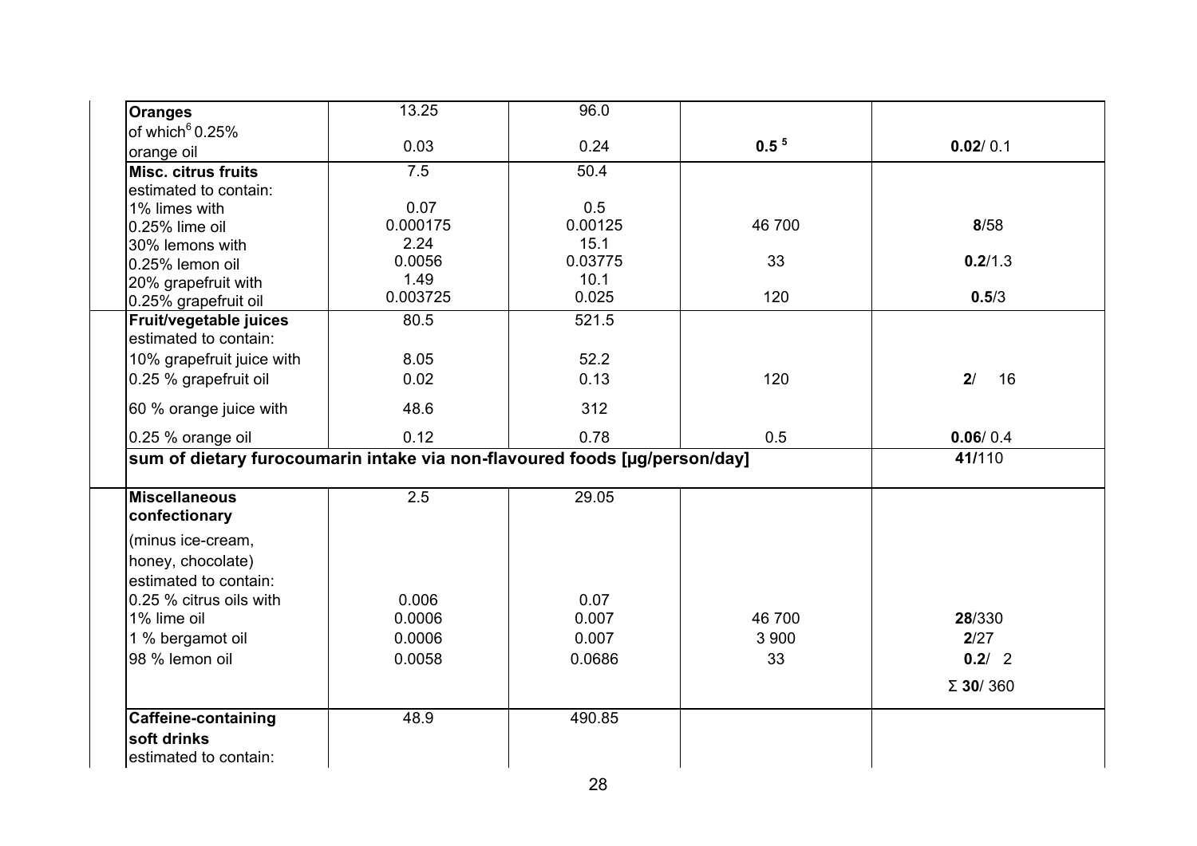| | | | | |
|---|---|---|---|---|
| **Oranges** | 13.25 | 96.0 | | |
| of which[6] 0.25% orange oil | 0.03 | 0.24 | **0.5** [5] | **0.02**/ 0.1 |
| **Misc. citrus fruits** | 7.5 | 50.4 | | |
| estimated to contain: | | | | |
| 1% limes with | 0.07 | 0.5 | | |
| 0.25% lime oil | 0.000175 | 0.00125 | 46 700 | **8**/58 |
| 30% lemons with | 2.24 | 15.1 | | |
| 0.25% lemon oil | 0.0056 | 0.03775 | 33 | **0.2**/1.3 |
| 20% grapefruit with | 1.49 | 10.1 | | |
| 0.25% grapefruit oil | 0.003725 | 0.025 | 120 | **0.5**/3 |
| **Fruit/vegetable juices** | 80.5 | 521.5 | | |
| estimated to contain: | | | | |
| 10% grapefruit juice with | 8.05 | 52.2 | | |
| 0.25 % grapefruit oil | 0.02 | 0.13 | 120 | **2**/ 16 |
| 60 % orange juice with | 48.6 | 312 | | |
| 0.25 % orange oil | 0.12 | 0.78 | 0.5 | **0.06**/ 0.4 |
| **sum of dietary furocoumarin intake via non-flavoured foods [µg/person/day]** | | | | **41/**110 |
| **Miscellaneous confectionary** | 2.5 | 29.05 | | |
| (minus ice-cream, honey, chocolate) | | | | |
| estimated to contain: | | | | |
| 0.25 % citrus oils with | 0.006 | 0.07 | | |
| 1% lime oil | 0.0006 | 0.007 | 46 700 | **28**/330 |
| 1 % bergamot oil | 0.0006 | 0.007 | 3 900 | **2**/27 |
| 98 % lemon oil | 0.0058 | 0.0686 | 33 | **0.2**/ 2 |
| | | | | Σ **30**/ 360 |
| **Caffeine-containing soft drinks** | 48.9 | 490.85 | | |
| estimated to contain: | | | | |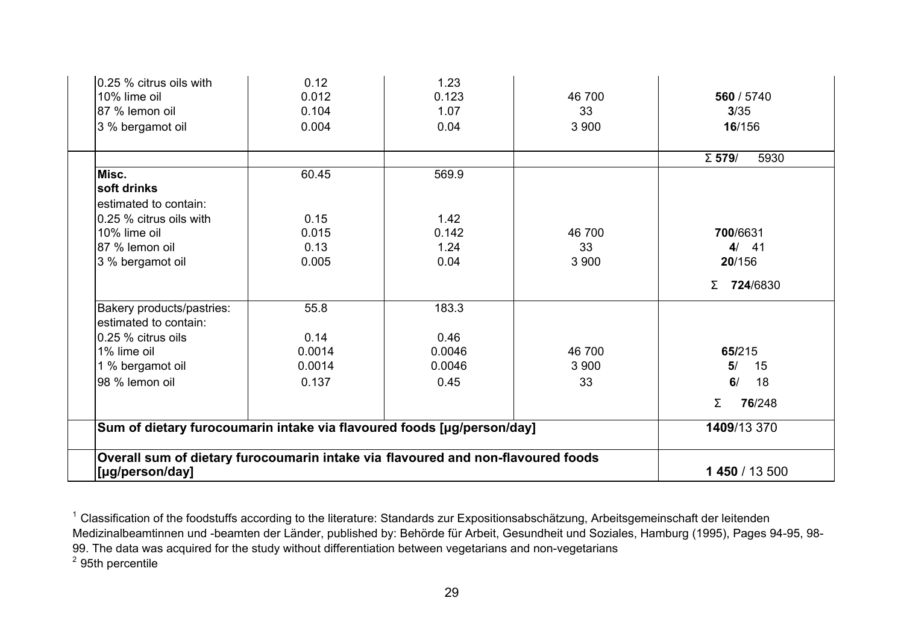| | | | | | |
|---|---|---|---|---|---|
| | 0.25 % citrus oils with<br>10% lime oil<br>87 % lemon oil<br>3 % bergamot oil | 0.12<br>0.012<br>0.104<br>0.004 | 1.23<br>0.123<br>1.07<br>0.04 | <br>46 700<br>33<br>3 900 | <br>**560** / 5740<br>**3**/35<br>**16**/156 |
| | | | | | Σ **579**/ 5930 |
| | **Misc.**<br>**soft drinks**<br>estimated to contain:<br>0.25 % citrus oils with<br>10% lime oil<br>87 % lemon oil<br>3 % bergamot oil | 60.45<br><br><br>0.15<br>0.015<br>0.13<br>0.005 | 569.9<br><br><br>1.42<br>0.142<br>1.24<br>0.04 | <br><br><br><br>46 700<br>33<br>3 900 | <br><br><br><br>**700**/6631<br>**4**/ 41<br>**20**/156<br>Σ **724**/6830 |
| | Bakery products/pastries:<br>estimated to contain:<br>0.25 % citrus oils<br>1% lime oil<br>1 % bergamot oil<br>98 % lemon oil | 55.8<br><br>0.14<br>0.0014<br>0.0014<br>0.137 | 183.3<br><br>0.46<br>0.0046<br>0.0046<br>0.45 | <br><br><br>46 700<br>3 900<br>33 | <br><br><br>**65**/215<br>**5**/ 15<br>**6**/ 18<br>Σ **76**/248 |
| | **Sum of dietary furocoumarin intake via flavoured foods [µg/person/day]** | | | | **1409**/13 370 |
| | **Overall sum of dietary furocoumarin intake via flavoured and non-flavoured foods [µg/person/day]** | | | | **1 450** / 13 500 |

[1] Classification of the foodstuffs according to the literature: Standards zur Expositionsabschätzung, Arbeitsgemeinschaft der leitenden Medizinalbeamtinnen und -beamten der Länder, published by: Behörde für Arbeit, Gesundheit und Soziales, Hamburg (1995), Pages 94-95, 98-99. The data was acquired for the study without differentiation between vegetarians and non-vegetarians

[2] 95th percentile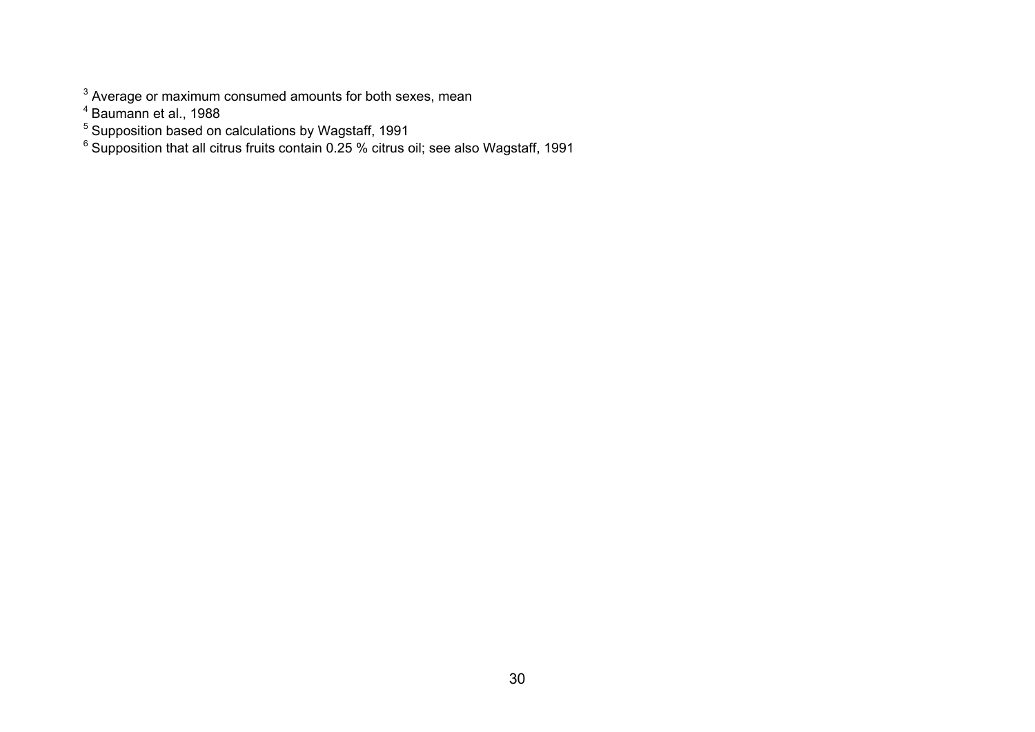[3] Average or maximum consumed amounts for both sexes, mean

[4] Baumann et al., 1988

[5] Supposition based on calculations by Wagstaff, 1991

[6] Supposition that all citrus fruits contain 0.25 % citrus oil; see also Wagstaff, 1991